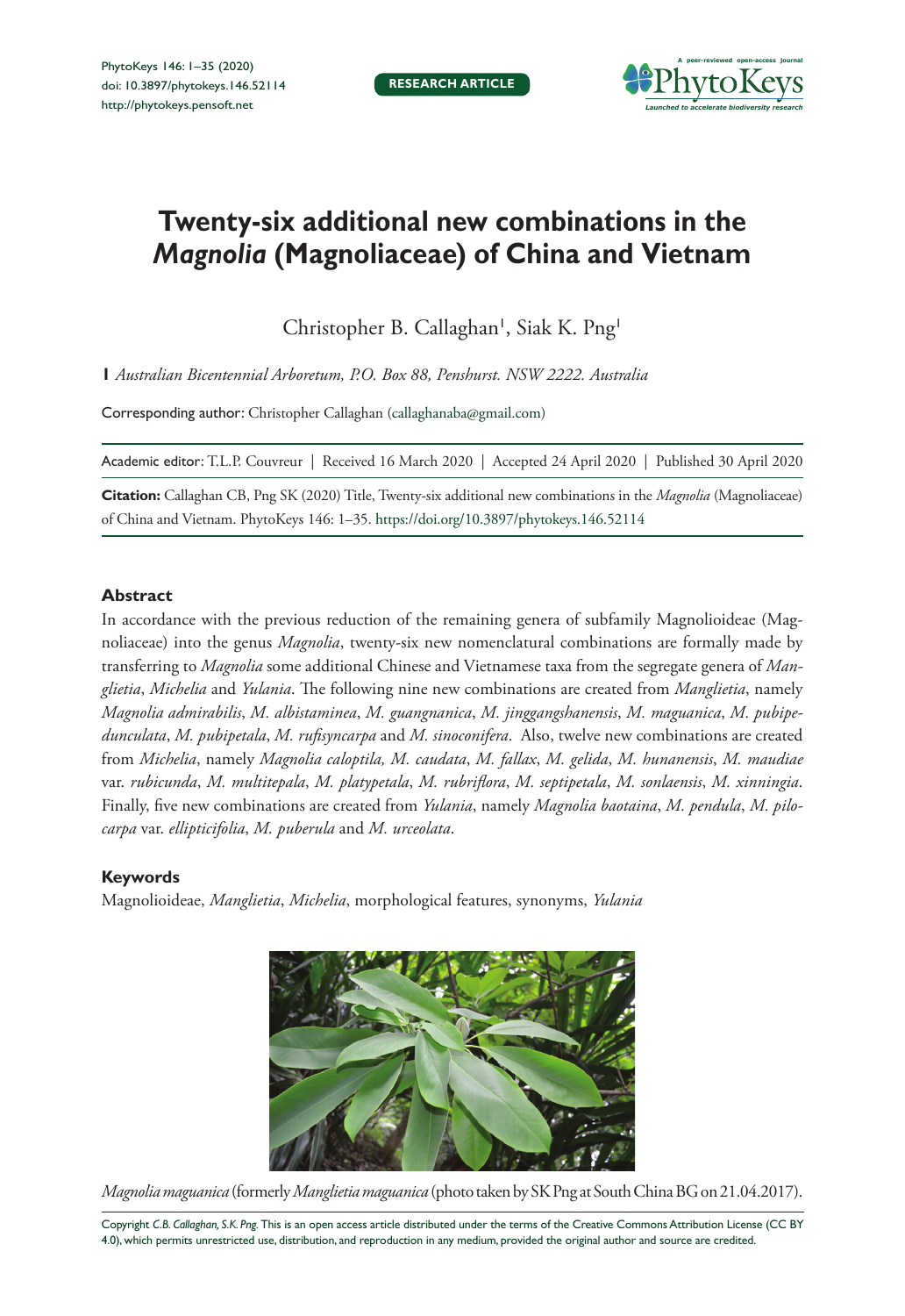# Twenty-six additional new combinations in the *Magnolia* (Magnoliaceae) of China and Vietnam

Christopher B. Callaghan[1], Siak K. Png[1]

**1** *Australian Bicentennial Arboretum, P.O. Box 88, Penshurst. NSW 2222. Australia*

Corresponding author: Christopher Callaghan (callaghanaba@gmail.com)

Academic editor: T.L.P. Couvreur | Received 16 March 2020 | Accepted 24 April 2020 | Published 30 April 2020

**Citation:** Callaghan CB, Png SK (2020) Title, Twenty-six additional new combinations in the *Magnolia* (Magnoliaceae) of China and Vietnam. PhytoKeys 146: 1–35. https://doi.org/10.3897/phytokeys.146.52114

## Abstract

In accordance with the previous reduction of the remaining genera of subfamily Magnolioideae (Magnoliaceae) into the genus *Magnolia*, twenty-six new nomenclatural combinations are formally made by transferring to *Magnolia* some additional Chinese and Vietnamese taxa from the segregate genera of *Manglietia*, *Michelia* and *Yulania*. The following nine new combinations are created from *Manglietia*, namely *Magnolia admirabilis*, *M. albistaminea*, *M. guangnanica*, *M. jinggangshanensis*, *M. maguanica*, *M. pubipedunculata*, *M. pubipetala*, *M. rufisyncarpa* and *M. sinoconifera*. Also, twelve new combinations are created from *Michelia*, namely *Magnolia caloptila, M. caudata*, *M. fallax*, *M. gelida*, *M. hunanensis*, *M. maudiae* var. *rubicunda*, *M. multitepala*, *M. platypetala*, *M. rubriflora*, *M. septipetala*, *M. sonlaensis*, *M. xinningia*. Finally, five new combinations are created from *Yulania*, namely *Magnolia baotaina*, *M. pendula*, *M. pilocarpa* var. *ellipticifolia*, *M. puberula* and *M. urceolata*.

## Keywords

Magnolioideae, *Manglietia*, *Michelia*, morphological features, synonyms, *Yulania*

*Magnolia maguanica* (formerly *Manglietia maguanica* (photo taken by SK Png at South China BG on 21.04.2017).

Copyright *C.B. Callaghan, S.K. Png.* This is an open access article distributed under the terms of the Creative Commons Attribution License (CC BY 4.0), which permits unrestricted use, distribution, and reproduction in any medium, provided the original author and source are credited.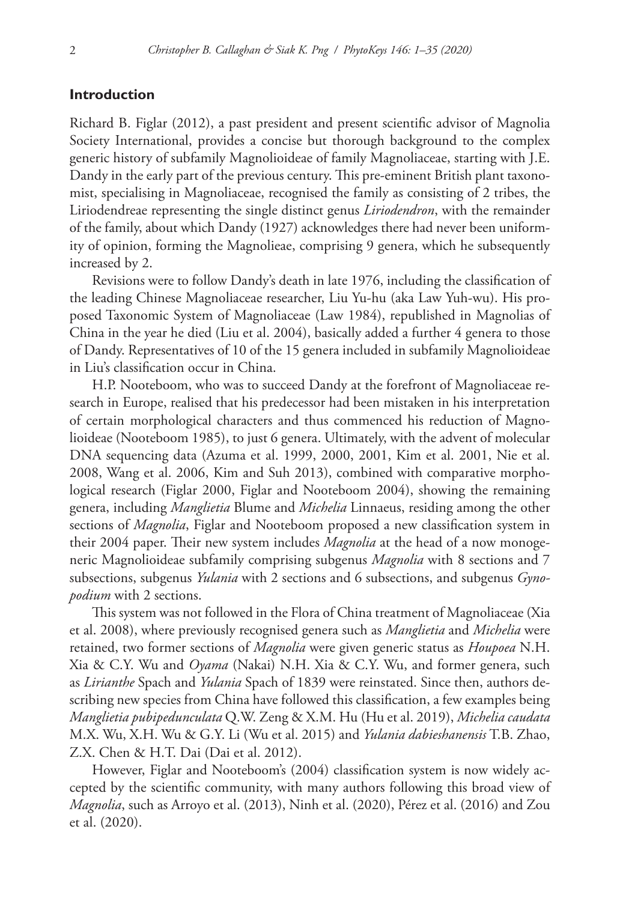## Introduction

Richard B. Figlar (2012), a past president and present scientific advisor of Magnolia Society International, provides a concise but thorough background to the complex generic history of subfamily Magnolioideae of family Magnoliaceae, starting with J.E. Dandy in the early part of the previous century. This pre-eminent British plant taxonomist, specialising in Magnoliaceae, recognised the family as consisting of 2 tribes, the Liriodendreae representing the single distinct genus *Liriodendron*, with the remainder of the family, about which Dandy (1927) acknowledges there had never been uniformity of opinion, forming the Magnolieae, comprising 9 genera, which he subsequently increased by 2.

Revisions were to follow Dandy's death in late 1976, including the classification of the leading Chinese Magnoliaceae researcher, Liu Yu-hu (aka Law Yuh-wu). His proposed Taxonomic System of Magnoliaceae (Law 1984), republished in Magnolias of China in the year he died (Liu et al. 2004), basically added a further 4 genera to those of Dandy. Representatives of 10 of the 15 genera included in subfamily Magnolioideae in Liu's classification occur in China.

H.P. Nooteboom, who was to succeed Dandy at the forefront of Magnoliaceae research in Europe, realised that his predecessor had been mistaken in his interpretation of certain morphological characters and thus commenced his reduction of Magnolioideae (Nooteboom 1985), to just 6 genera. Ultimately, with the advent of molecular DNA sequencing data (Azuma et al. 1999, 2000, 2001, Kim et al. 2001, Nie et al. 2008, Wang et al. 2006, Kim and Suh 2013), combined with comparative morphological research (Figlar 2000, Figlar and Nooteboom 2004), showing the remaining genera, including *Manglietia* Blume and *Michelia* Linnaeus, residing among the other sections of *Magnolia*, Figlar and Nooteboom proposed a new classification system in their 2004 paper. Their new system includes *Magnolia* at the head of a now monogeneric Magnolioideae subfamily comprising subgenus *Magnolia* with 8 sections and 7 subsections, subgenus *Yulania* with 2 sections and 6 subsections, and subgenus *Gynopodium* with 2 sections.

This system was not followed in the Flora of China treatment of Magnoliaceae (Xia et al. 2008), where previously recognised genera such as *Manglietia* and *Michelia* were retained, two former sections of *Magnolia* were given generic status as *Houpoea* N.H. Xia & C.Y. Wu and *Oyama* (Nakai) N.H. Xia & C.Y. Wu, and former genera, such as *Lirianthe* Spach and *Yulania* Spach of 1839 were reinstated. Since then, authors describing new species from China have followed this classification, a few examples being *Manglietia pubipedunculata* Q.W. Zeng & X.M. Hu (Hu et al. 2019), *Michelia caudata* M.X. Wu, X.H. Wu & G.Y. Li (Wu et al. 2015) and *Yulania dabieshanensis* T.B. Zhao, Z.X. Chen & H.T. Dai (Dai et al. 2012).

However, Figlar and Nooteboom's (2004) classification system is now widely accepted by the scientific community, with many authors following this broad view of *Magnolia*, such as Arroyo et al. (2013), Ninh et al. (2020), Pérez et al. (2016) and Zou et al. (2020).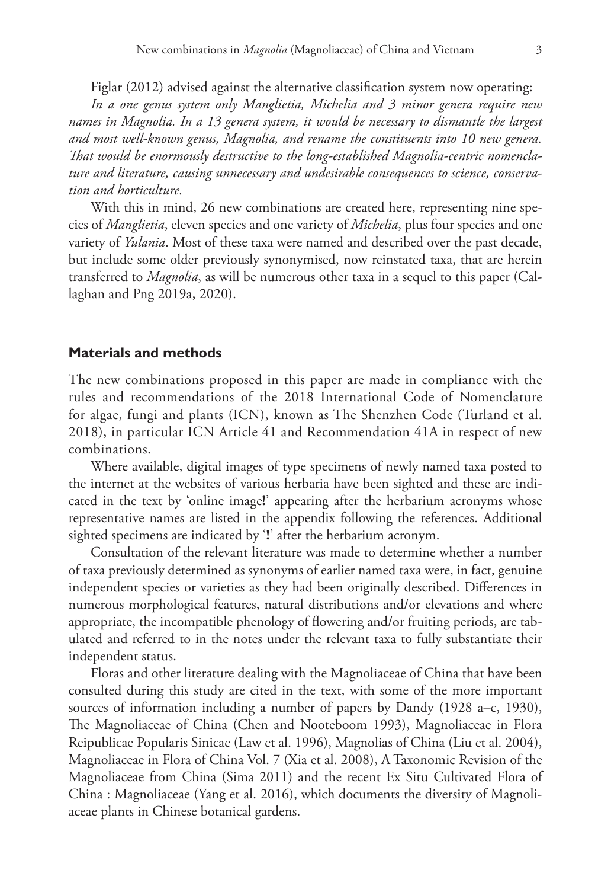Figlar (2012) advised against the alternative classification system now operating:

*In a one genus system only Manglietia, Michelia and 3 minor genera require new names in Magnolia. In a 13 genera system, it would be necessary to dismantle the largest and most well-known genus, Magnolia, and rename the constituents into 10 new genera. That would be enormously destructive to the long-established Magnolia-centric nomenclature and literature, causing unnecessary and undesirable consequences to science, conservation and horticulture.*

With this in mind, 26 new combinations are created here, representing nine species of *Manglietia*, eleven species and one variety of *Michelia*, plus four species and one variety of *Yulania*. Most of these taxa were named and described over the past decade, but include some older previously synonymised, now reinstated taxa, that are herein transferred to *Magnolia*, as will be numerous other taxa in a sequel to this paper (Callaghan and Png 2019a, 2020).

## Materials and methods

The new combinations proposed in this paper are made in compliance with the rules and recommendations of the 2018 International Code of Nomenclature for algae, fungi and plants (ICN), known as The Shenzhen Code (Turland et al. 2018), in particular ICN Article 41 and Recommendation 41A in respect of new combinations.

Where available, digital images of type specimens of newly named taxa posted to the internet at the websites of various herbaria have been sighted and these are indicated in the text by 'online image**!**' appearing after the herbarium acronyms whose representative names are listed in the appendix following the references. Additional sighted specimens are indicated by '**!**' after the herbarium acronym.

Consultation of the relevant literature was made to determine whether a number of taxa previously determined as synonyms of earlier named taxa were, in fact, genuine independent species or varieties as they had been originally described. Differences in numerous morphological features, natural distributions and/or elevations and where appropriate, the incompatible phenology of flowering and/or fruiting periods, are tabulated and referred to in the notes under the relevant taxa to fully substantiate their independent status.

Floras and other literature dealing with the Magnoliaceae of China that have been consulted during this study are cited in the text, with some of the more important sources of information including a number of papers by Dandy (1928 a–c, 1930), The Magnoliaceae of China (Chen and Nooteboom 1993), Magnoliaceae in Flora Reipublicae Popularis Sinicae (Law et al. 1996), Magnolias of China (Liu et al. 2004), Magnoliaceae in Flora of China Vol. 7 (Xia et al. 2008), A Taxonomic Revision of the Magnoliaceae from China (Sima 2011) and the recent Ex Situ Cultivated Flora of China : Magnoliaceae (Yang et al. 2016), which documents the diversity of Magnoliaceae plants in Chinese botanical gardens.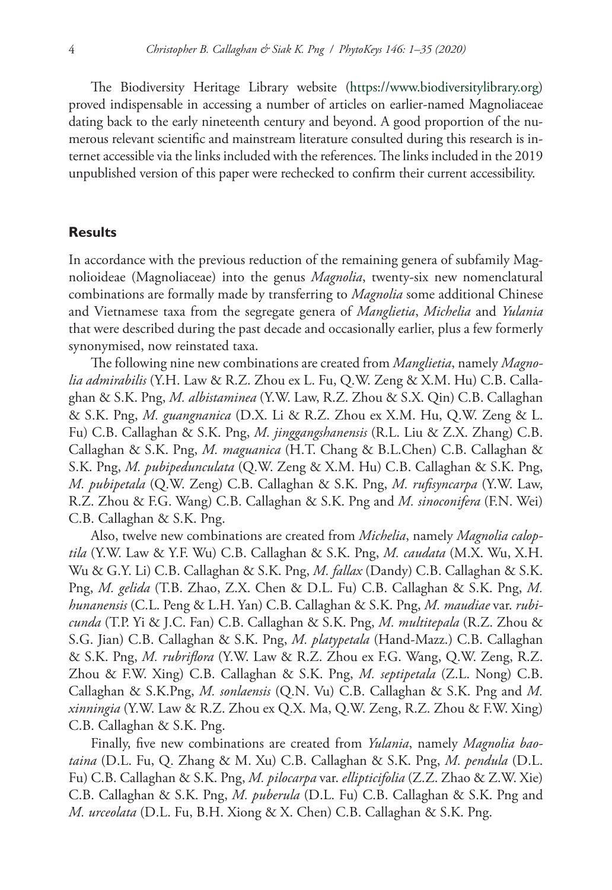The Biodiversity Heritage Library website (https://www.biodiversitylibrary.org) proved indispensable in accessing a number of articles on earlier-named Magnoliaceae dating back to the early nineteenth century and beyond. A good proportion of the numerous relevant scientific and mainstream literature consulted during this research is internet accessible via the links included with the references. The links included in the 2019 unpublished version of this paper were rechecked to confirm their current accessibility.

## Results

In accordance with the previous reduction of the remaining genera of subfamily Magnolioideae (Magnoliaceae) into the genus *Magnolia*, twenty-six new nomenclatural combinations are formally made by transferring to *Magnolia* some additional Chinese and Vietnamese taxa from the segregate genera of *Manglietia*, *Michelia* and *Yulania* that were described during the past decade and occasionally earlier, plus a few formerly synonymised, now reinstated taxa.

The following nine new combinations are created from *Manglietia*, namely *Magnolia admirabilis* (Y.H. Law & R.Z. Zhou ex L. Fu, Q.W. Zeng & X.M. Hu) C.B. Callaghan & S.K. Png, *M. albistaminea* (Y.W. Law, R.Z. Zhou & S.X. Qin) C.B. Callaghan & S.K. Png, *M. guangnanica* (D.X. Li & R.Z. Zhou ex X.M. Hu, Q.W. Zeng & L. Fu) C.B. Callaghan & S.K. Png, *M. jinggangshanensis* (R.L. Liu & Z.X. Zhang) C.B. Callaghan & S.K. Png, *M. maguanica* (H.T. Chang & B.L.Chen) C.B. Callaghan & S.K. Png, *M. pubipedunculata* (Q.W. Zeng & X.M. Hu) C.B. Callaghan & S.K. Png, *M. pubipetala* (Q.W. Zeng) C.B. Callaghan & S.K. Png, *M. rufisyncarpa* (Y.W. Law, R.Z. Zhou & F.G. Wang) C.B. Callaghan & S.K. Png and *M. sinoconifera* (F.N. Wei) C.B. Callaghan & S.K. Png.

Also, twelve new combinations are created from *Michelia*, namely *Magnolia caloptila* (Y.W. Law & Y.F. Wu) C.B. Callaghan & S.K. Png, *M. caudata* (M.X. Wu, X.H. Wu & G.Y. Li) C.B. Callaghan & S.K. Png, *M. fallax* (Dandy) C.B. Callaghan & S.K. Png, *M. gelida* (T.B. Zhao, Z.X. Chen & D.L. Fu) C.B. Callaghan & S.K. Png, *M. hunanensis* (C.L. Peng & L.H. Yan) C.B. Callaghan & S.K. Png, *M. maudiae* var. *rubicunda* (T.P. Yi & J.C. Fan) C.B. Callaghan & S.K. Png, *M. multitepala* (R.Z. Zhou & S.G. Jian) C.B. Callaghan & S.K. Png, *M. platypetala* (Hand-Mazz.) C.B. Callaghan & S.K. Png, *M. rubriflora* (Y.W. Law & R.Z. Zhou ex F.G. Wang, Q.W. Zeng, R.Z. Zhou & F.W. Xing) C.B. Callaghan & S.K. Png, *M. septipetala* (Z.L. Nong) C.B. Callaghan & S.K.Png, *M. sonlaensis* (Q.N. Vu) C.B. Callaghan & S.K. Png and *M. xinningia* (Y.W. Law & R.Z. Zhou ex Q.X. Ma, Q.W. Zeng, R.Z. Zhou & F.W. Xing) C.B. Callaghan & S.K. Png.

Finally, five new combinations are created from *Yulania*, namely *Magnolia baotaina* (D.L. Fu, Q. Zhang & M. Xu) C.B. Callaghan & S.K. Png, *M. pendula* (D.L. Fu) C.B. Callaghan & S.K. Png, *M. pilocarpa* var. *ellipticifolia* (Z.Z. Zhao & Z.W. Xie) C.B. Callaghan & S.K. Png, *M. puberula* (D.L. Fu) C.B. Callaghan & S.K. Png and *M. urceolata* (D.L. Fu, B.H. Xiong & X. Chen) C.B. Callaghan & S.K. Png.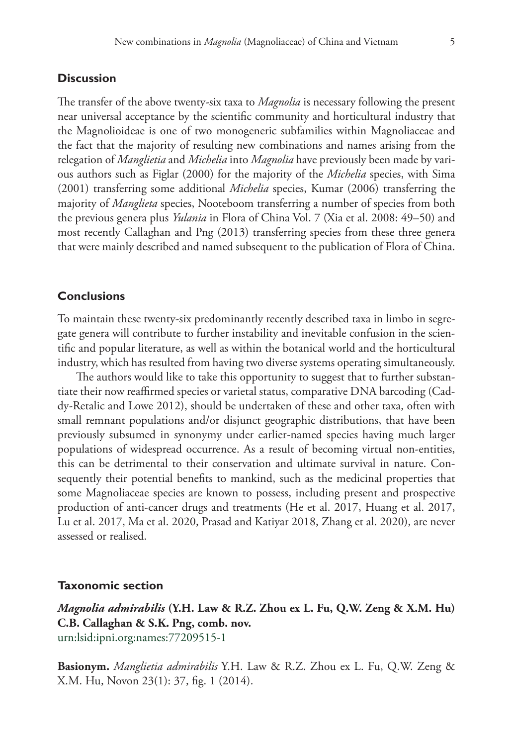## Discussion

The transfer of the above twenty-six taxa to *Magnolia* is necessary following the present near universal acceptance by the scientific community and horticultural industry that the Magnolioideae is one of two monogeneric subfamilies within Magnoliaceae and the fact that the majority of resulting new combinations and names arising from the relegation of *Manglietia* and *Michelia* into *Magnolia* have previously been made by various authors such as Figlar (2000) for the majority of the *Michelia* species, with Sima (2001) transferring some additional *Michelia* species, Kumar (2006) transferring the majority of *Manglieta* species, Nooteboom transferring a number of species from both the previous genera plus *Yulania* in Flora of China Vol. 7 (Xia et al. 2008: 49–50) and most recently Callaghan and Png (2013) transferring species from these three genera that were mainly described and named subsequent to the publication of Flora of China.

## Conclusions

To maintain these twenty-six predominantly recently described taxa in limbo in segregate genera will contribute to further instability and inevitable confusion in the scientific and popular literature, as well as within the botanical world and the horticultural industry, which has resulted from having two diverse systems operating simultaneously.

The authors would like to take this opportunity to suggest that to further substantiate their now reaffirmed species or varietal status, comparative DNA barcoding (Caddy-Retalic and Lowe 2012), should be undertaken of these and other taxa, often with small remnant populations and/or disjunct geographic distributions, that have been previously subsumed in synonymy under earlier-named species having much larger populations of widespread occurrence. As a result of becoming virtual non-entities, this can be detrimental to their conservation and ultimate survival in nature. Consequently their potential benefits to mankind, such as the medicinal properties that some Magnoliaceae species are known to possess, including present and prospective production of anti-cancer drugs and treatments (He et al. 2017, Huang et al. 2017, Lu et al. 2017, Ma et al. 2020, Prasad and Katiyar 2018, Zhang et al. 2020), are never assessed or realised.

## Taxonomic section

***Magnolia admirabilis* (Y.H. Law & R.Z. Zhou ex L. Fu, Q.W. Zeng & X.M. Hu) C.B. Callaghan & S.K. Png, comb. nov.**
urn:lsid:ipni.org:names:77209515-1

**Basionym.** *Manglietia admirabilis* Y.H. Law & R.Z. Zhou ex L. Fu, Q.W. Zeng & X.M. Hu, Novon 23(1): 37, fig. 1 (2014).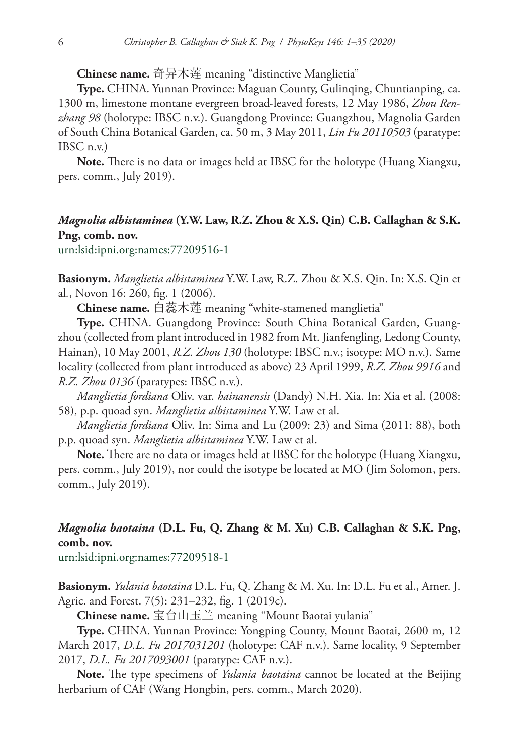**Chinese name.** 奇异木莲 meaning "distinctive Manglietia"

**Type.** CHINA. Yunnan Province: Maguan County, Gulinqing, Chuntianping, ca. 1300 m, limestone montane evergreen broad-leaved forests, 12 May 1986, *Zhou Renzhang 98* (holotype: IBSC n.v.). Guangdong Province: Guangzhou, Magnolia Garden of South China Botanical Garden, ca. 50 m, 3 May 2011, *Lin Fu 20110503* (paratype: IBSC n.v.)

**Note.** There is no data or images held at IBSC for the holotype (Huang Xiangxu, pers. comm., July 2019).

### *Magnolia albistaminea* (Y.W. Law, R.Z. Zhou & X.S. Qin) C.B. Callaghan & S.K. Png, comb. nov.

urn:lsid:ipni.org:names:77209516-1

**Basionym.** *Manglietia albistaminea* Y.W. Law, R.Z. Zhou & X.S. Qin. In: X.S. Qin et al., Novon 16: 260, fig. 1 (2006).

**Chinese name.** 白蕊木莲 meaning "white-stamened manglietia"

**Type.** CHINA. Guangdong Province: South China Botanical Garden, Guangzhou (collected from plant introduced in 1982 from Mt. Jianfengling, Ledong County, Hainan), 10 May 2001, *R.Z. Zhou 130* (holotype: IBSC n.v.; isotype: MO n.v.). Same locality (collected from plant introduced as above) 23 April 1999, *R.Z. Zhou 9916* and *R.Z. Zhou 0136* (paratypes: IBSC n.v.).

*Manglietia fordiana* Oliv. var. *hainanensis* (Dandy) N.H. Xia. In: Xia et al. (2008: 58), p.p. quoad syn. *Manglietia albistaminea* Y.W. Law et al.

*Manglietia fordiana* Oliv. In: Sima and Lu (2009: 23) and Sima (2011: 88), both p.p. quoad syn. *Manglietia albistaminea* Y.W. Law et al.

**Note.** There are no data or images held at IBSC for the holotype (Huang Xiangxu, pers. comm., July 2019), nor could the isotype be located at MO (Jim Solomon, pers. comm., July 2019).

### *Magnolia baotaina* (D.L. Fu, Q. Zhang & M. Xu) C.B. Callaghan & S.K. Png, comb. nov.

urn:lsid:ipni.org:names:77209518-1

**Basionym.** *Yulania baotaina* D.L. Fu, Q. Zhang & M. Xu. In: D.L. Fu et al., Amer. J. Agric. and Forest. 7(5): 231–232, fig. 1 (2019c).

**Chinese name.** 宝台山玉兰 meaning "Mount Baotai yulania"

**Type.** CHINA. Yunnan Province: Yongping County, Mount Baotai, 2600 m, 12 March 2017, *D.L. Fu 2017031201* (holotype: CAF n.v.). Same locality, 9 September 2017, *D.L. Fu 2017093001* (paratype: CAF n.v.).

**Note.** The type specimens of *Yulania baotaina* cannot be located at the Beijing herbarium of CAF (Wang Hongbin, pers. comm., March 2020).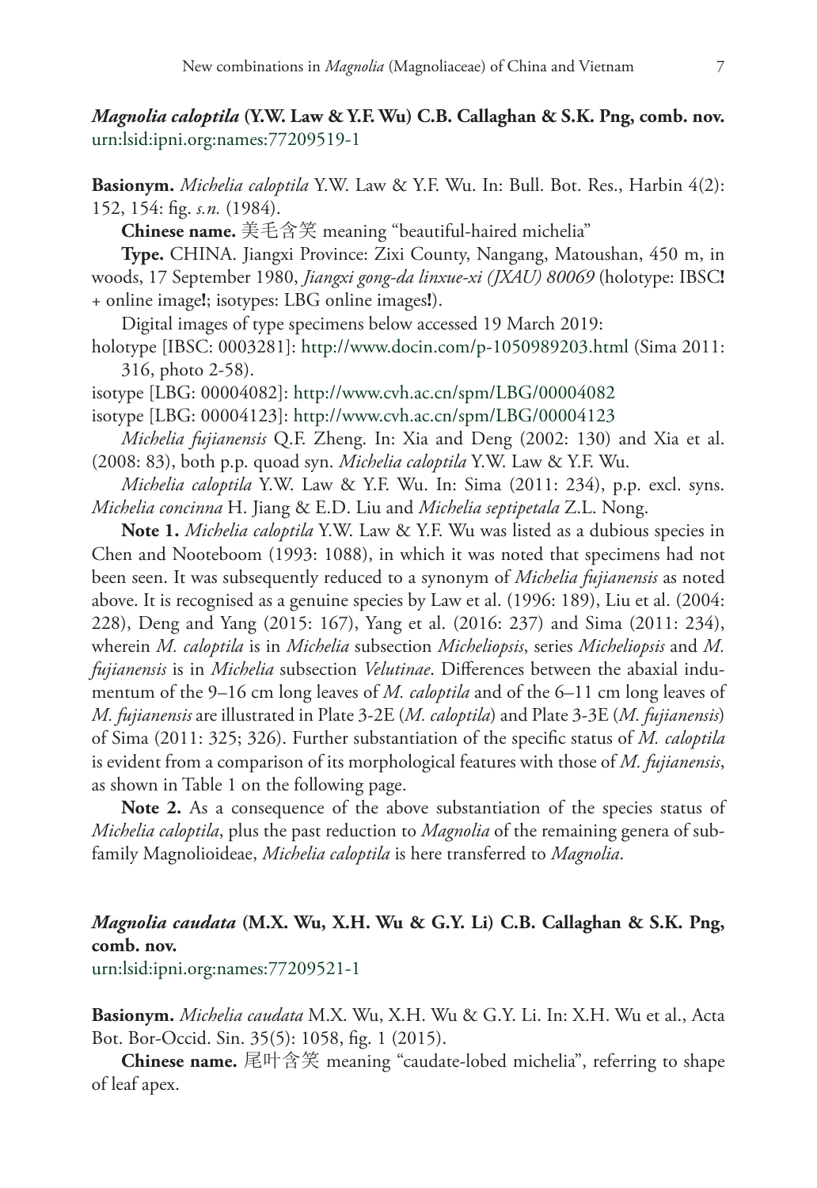### *Magnolia caloptila* (Y.W. Law & Y.F. Wu) C.B. Callaghan & S.K. Png, comb. nov.

urn:lsid:ipni.org:names:77209519-1

**Basionym.** *Michelia caloptila* Y.W. Law & Y.F. Wu. In: Bull. Bot. Res., Harbin 4(2): 152, 154: fig. *s.n.* (1984).

**Chinese name.** 美毛含笑 meaning "beautiful-haired michelia"

**Type.** CHINA. Jiangxi Province: Zixi County, Nangang, Matoushan, 450 m, in woods, 17 September 1980, *Jiangxi gong-da linxue-xi (JXAU) 80069* (holotype: IBSC**!** + online image**!**; isotypes: LBG online images**!**).

Digital images of type specimens below accessed 19 March 2019:

holotype [IBSC: 0003281]: http://www.docin.com/p-1050989203.html (Sima 2011: 316, photo 2-58).

isotype [LBG: 00004082]: http://www.cvh.ac.cn/spm/LBG/00004082

isotype [LBG: 00004123]: http://www.cvh.ac.cn/spm/LBG/00004123

*Michelia fujianensis* Q.F. Zheng. In: Xia and Deng (2002: 130) and Xia et al. (2008: 83), both p.p. quoad syn. *Michelia caloptila* Y.W. Law & Y.F. Wu.

*Michelia caloptila* Y.W. Law & Y.F. Wu. In: Sima (2011: 234), p.p. excl. syns. *Michelia concinna* H. Jiang & E.D. Liu and *Michelia septipetala* Z.L. Nong.

**Note 1.** *Michelia caloptila* Y.W. Law & Y.F. Wu was listed as a dubious species in Chen and Nooteboom (1993: 1088), in which it was noted that specimens had not been seen. It was subsequently reduced to a synonym of *Michelia fujianensis* as noted above. It is recognised as a genuine species by Law et al. (1996: 189), Liu et al. (2004: 228), Deng and Yang (2015: 167), Yang et al. (2016: 237) and Sima (2011: 234), wherein *M. caloptila* is in *Michelia* subsection *Micheliopsis*, series *Micheliopsis* and *M. fujianensis* is in *Michelia* subsection *Velutinae*. Differences between the abaxial indumentum of the 9–16 cm long leaves of *M. caloptila* and of the 6–11 cm long leaves of *M. fujianensis* are illustrated in Plate 3-2E (*M. caloptila*) and Plate 3-3E (*M. fujianensis*) of Sima (2011: 325; 326). Further substantiation of the specific status of *M. caloptila* is evident from a comparison of its morphological features with those of *M. fujianensis*, as shown in Table 1 on the following page.

**Note 2.** As a consequence of the above substantiation of the species status of *Michelia caloptila*, plus the past reduction to *Magnolia* of the remaining genera of subfamily Magnolioideae, *Michelia caloptila* is here transferred to *Magnolia*.

### *Magnolia caudata* (M.X. Wu, X.H. Wu & G.Y. Li) C.B. Callaghan & S.K. Png, comb. nov.

urn:lsid:ipni.org:names:77209521-1

**Basionym.** *Michelia caudata* M.X. Wu, X.H. Wu & G.Y. Li. In: X.H. Wu et al., Acta Bot. Bor-Occid. Sin. 35(5): 1058, fig. 1 (2015).

**Chinese name.** 尾叶含笑 meaning "caudate-lobed michelia", referring to shape of leaf apex.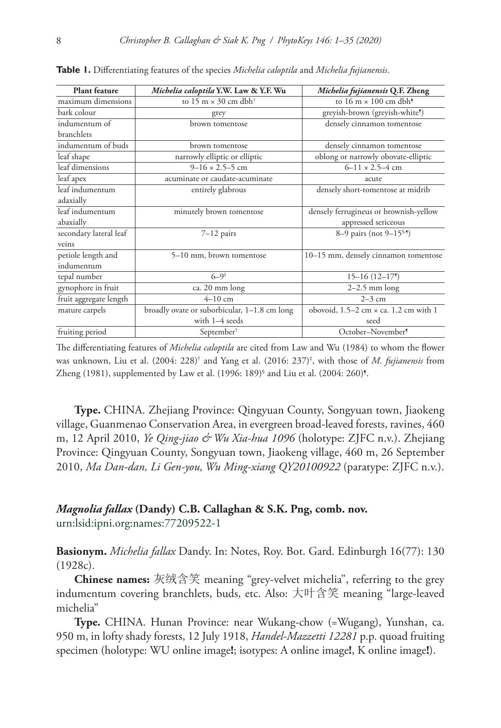**Table 1.** Differentiating features of the species *Michelia caloptila* and *Michelia fujianensis*.

| Plant feature | *Michelia caloptila* Y.W. Law & Y.F. Wu | *Michelia fujianensis* Q.F. Zheng |
|---|---|---|
| maximum dimensions | to 15 m × 30 cm dbh[†] | to 16 m × 100 cm dbh[¶] |
| bark colour | grey | greyish-brown (greyish-white[¶]) |
| indumentum of branchlets | brown tomentose | densely cinnamon tomentose |
| indumentum of buds | brown tomentose | densely cinnamon tomentose |
| leaf shape | narrowly elliptic or elliptic | oblong or narrowly obovate-elliptic |
| leaf dimensions | 9–16 × 2.5–5 cm | 6–11 × 2.5–4 cm |
| leaf apex | acuminate or caudate-acuminate | acute |
| leaf indumentum adaxially | entirely glabrous | densely short-tomentose at midrib |
| leaf indumentum abaxially | minutely brown tomentose | densely ferrugineus or brownish-yellow appressed sericeous |
| secondary lateral leaf veins | 7–12 pairs | 8–9 pairs (not 9–15[§,¶]) |
| petiole length and indumentum | 5–10 mm, brown tomentose | 10–15 mm, densely cinnamon tomentose |
| tepal number | 6–9[‡] | 15–16 (12–17[¶]) |
| gynophore in fruit | ca. 20 mm long | 2–2.5 mm long |
| fruit aggregate length | 4–10 cm | 2–3 cm |
| mature carpels | broadly ovate or suborbicular, 1–1.8 cm long with 1–4 seeds | obovoid, 1.5–2 cm × ca. 1.2 cm with 1 seed |
| fruiting period | September[†] | October–November[¶] |

The differentiating features of *Michelia caloptila* are cited from Law and Wu (1984) to whom the flower was unknown, Liu et al. (2004: 228)[†] and Yang et al. (2016: 237)[‡], with those of *M. fujianensis* from Zheng (1981), supplemented by Law et al. (1996: 189)[§] and Liu et al. (2004: 260)[¶].

**Type.** CHINA. Zhejiang Province: Qingyuan County, Songyuan town, Jiaokeng village, Guanmenao Conservation Area, in evergreen broad-leaved forests, ravines, 460 m, 12 April 2010, *Ye Qing-jiao & Wu Xia-hua 1096* (holotype: ZJFC n.v.). Zhejiang Province: Qingyuan County, Songyuan town, Jiaokeng village, 460 m, 26 September 2010, *Ma Dan-dan, Li Gen-you, Wu Ming-xiang QY20100922* (paratype: ZJFC n.v.).

### *Magnolia fallax* (Dandy) C.B. Callaghan & S.K. Png, comb. nov.

urn:lsid:ipni.org:names:77209522-1

**Basionym.** *Michelia fallax* Dandy. In: Notes, Roy. Bot. Gard. Edinburgh 16(77): 130 (1928c).

**Chinese names:** 灰绒含笑 meaning "grey-velvet michelia", referring to the grey indumentum covering branchlets, buds, etc. Also: 大叶含笑 meaning "large-leaved michelia"

**Type.** CHINA. Hunan Province: near Wukang-chow (=Wugang), Yunshan, ca. 950 m, in lofty shady forests, 12 July 1918, *Handel-Mazzetti 12281* p.p. quoad fruiting specimen (holotype: WU online image**!**; isotypes: A online image**!**, K online image**!**).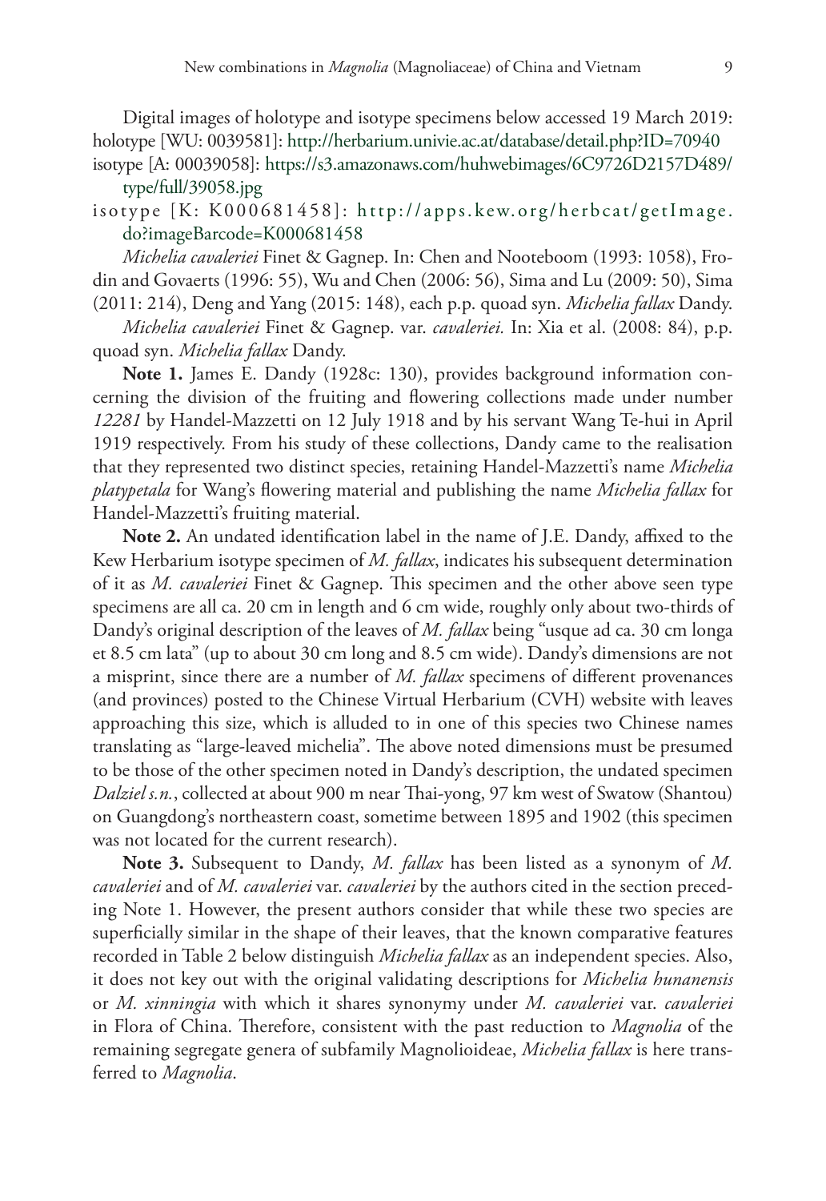Digital images of holotype and isotype specimens below accessed 19 March 2019:
holotype [WU: 0039581]: http://herbarium.univie.ac.at/database/detail.php?ID=70940
isotype [A: 00039058]: https://s3.amazonaws.com/huhwebimages/6C9726D2157D489/type/full/39058.jpg
isotype [K: K000681458]: http://apps.kew.org/herbcat/getImage.do?imageBarcode=K000681458

*Michelia cavaleriei* Finet & Gagnep. In: Chen and Nooteboom (1993: 1058), Frodin and Govaerts (1996: 55), Wu and Chen (2006: 56), Sima and Lu (2009: 50), Sima (2011: 214), Deng and Yang (2015: 148), each p.p. quoad syn. *Michelia fallax* Dandy.

*Michelia cavaleriei* Finet & Gagnep. var. *cavaleriei.* In: Xia et al. (2008: 84), p.p. quoad syn. *Michelia fallax* Dandy.

**Note 1.** James E. Dandy (1928c: 130), provides background information concerning the division of the fruiting and flowering collections made under number *12281* by Handel-Mazzetti on 12 July 1918 and by his servant Wang Te-hui in April 1919 respectively. From his study of these collections, Dandy came to the realisation that they represented two distinct species, retaining Handel-Mazzetti's name *Michelia platypetala* for Wang's flowering material and publishing the name *Michelia fallax* for Handel-Mazzetti's fruiting material.

**Note 2.** An undated identification label in the name of J.E. Dandy, affixed to the Kew Herbarium isotype specimen of *M. fallax*, indicates his subsequent determination of it as *M. cavaleriei* Finet & Gagnep. This specimen and the other above seen type specimens are all ca. 20 cm in length and 6 cm wide, roughly only about two-thirds of Dandy's original description of the leaves of *M. fallax* being "usque ad ca. 30 cm longa et 8.5 cm lata" (up to about 30 cm long and 8.5 cm wide). Dandy's dimensions are not a misprint, since there are a number of *M. fallax* specimens of different provenances (and provinces) posted to the Chinese Virtual Herbarium (CVH) website with leaves approaching this size, which is alluded to in one of this species two Chinese names translating as "large-leaved michelia". The above noted dimensions must be presumed to be those of the other specimen noted in Dandy's description, the undated specimen *Dalziel s.n.*, collected at about 900 m near Thai-yong, 97 km west of Swatow (Shantou) on Guangdong's northeastern coast, sometime between 1895 and 1902 (this specimen was not located for the current research).

**Note 3.** Subsequent to Dandy, *M. fallax* has been listed as a synonym of *M. cavaleriei* and of *M. cavaleriei* var. *cavaleriei* by the authors cited in the section preceding Note 1. However, the present authors consider that while these two species are superficially similar in the shape of their leaves, that the known comparative features recorded in Table 2 below distinguish *Michelia fallax* as an independent species. Also, it does not key out with the original validating descriptions for *Michelia hunanensis* or *M. xinningia* with which it shares synonymy under *M. cavaleriei* var. *cavaleriei* in Flora of China. Therefore, consistent with the past reduction to *Magnolia* of the remaining segregate genera of subfamily Magnolioideae, *Michelia fallax* is here transferred to *Magnolia*.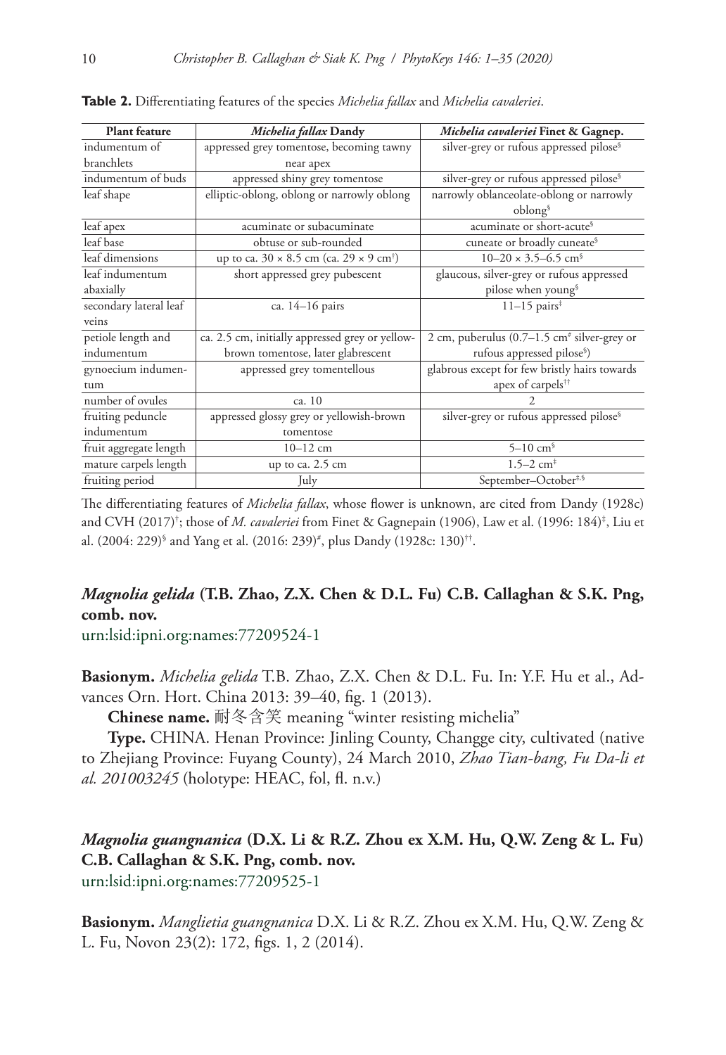**Table 2.** Differentiating features of the species *Michelia fallax* and *Michelia cavaleriei*.

| Plant feature | *Michelia fallax* Dandy | *Michelia cavaleriei* Finet & Gagnep. |
|---|---|---|
| indumentum of branchlets | appressed grey tomentose, becoming tawny near apex | silver-grey or rufous appressed pilose[§] |
| indumentum of buds | appressed shiny grey tomentose | silver-grey or rufous appressed pilose[§] |
| leaf shape | elliptic-oblong, oblong or narrowly oblong | narrowly oblanceolate-oblong or narrowly oblong[§] |
| leaf apex | acuminate or subacuminate | acuminate or short-acute[§] |
| leaf base | obtuse or sub-rounded | cuneate or broadly cuneate[§] |
| leaf dimensions | up to ca. 30 × 8.5 cm (ca. 29 × 9 cm[†]) | 10–20 × 3.5–6.5 cm[§] |
| leaf indumentum abaxially | short appressed grey pubescent | glaucous, silver-grey or rufous appressed pilose when young[§] |
| secondary lateral leaf veins | ca. 14–16 pairs | 11–15 pairs[‡] |
| petiole length and indumentum | ca. 2.5 cm, initially appressed grey or yellow-brown tomentose, later glabrescent | 2 cm, puberulus (0.7–1.5 cm[#] silver-grey or rufous appressed pilose[§]) |
| gynoecium indumentum | appressed grey tomentellous | glabrous except for few bristly hairs towards apex of carpels[††] |
| number of ovules | ca. 10 | 2 |
| fruiting peduncle indumentum | appressed glossy grey or yellowish-brown tomentose | silver-grey or rufous appressed pilose[§] |
| fruit aggregate length | 10–12 cm | 5–10 cm[§] |
| mature carpels length | up to ca. 2.5 cm | 1.5–2 cm[‡] |
| fruiting period | July | September–October[‡,§] |

The differentiating features of *Michelia fallax*, whose flower is unknown, are cited from Dandy (1928c) and CVH (2017)[†]; those of *M. cavaleriei* from Finet & Gagnepain (1906), Law et al. (1996: 184)[‡], Liu et al. (2004: 229)[§] and Yang et al. (2016: 239)[#], plus Dandy (1928c: 130)[††].

## *Magnolia gelida* (T.B. Zhao, Z.X. Chen & D.L. Fu) C.B. Callaghan & S.K. Png, comb. nov.

urn:lsid:ipni.org:names:77209524-1

**Basionym.** *Michelia gelida* T.B. Zhao, Z.X. Chen & D.L. Fu. In: Y.F. Hu et al., Advances Orn. Hort. China 2013: 39–40, fig. 1 (2013).

**Chinese name.** 耐冬含笑 meaning "winter resisting michelia"

**Type.** CHINA. Henan Province: Jinling County, Changge city, cultivated (native to Zhejiang Province: Fuyang County), 24 March 2010, *Zhao Tian-bang, Fu Da-li et al. 201003245* (holotype: HEAC, fol, fl. n.v.)

## *Magnolia guangnanica* (D.X. Li & R.Z. Zhou ex X.M. Hu, Q.W. Zeng & L. Fu) C.B. Callaghan & S.K. Png, comb. nov.

urn:lsid:ipni.org:names:77209525-1

**Basionym.** *Manglietia guangnanica* D.X. Li & R.Z. Zhou ex X.M. Hu, Q.W. Zeng & L. Fu, Novon 23(2): 172, figs. 1, 2 (2014).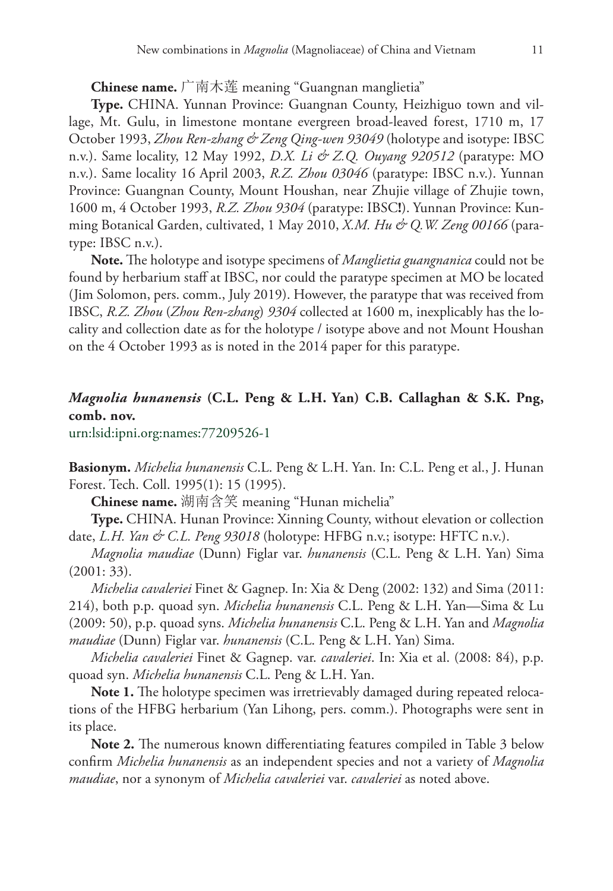**Chinese name.** 广南木莲 meaning "Guangnan manglietia"

**Type.** CHINA. Yunnan Province: Guangnan County, Heizhiguo town and village, Mt. Gulu, in limestone montane evergreen broad-leaved forest, 1710 m, 17 October 1993, *Zhou Ren-zhang & Zeng Qing-wen 93049* (holotype and isotype: IBSC n.v.). Same locality, 12 May 1992, *D.X. Li & Z.Q. Ouyang 920512* (paratype: MO n.v.). Same locality 16 April 2003, *R.Z. Zhou 03046* (paratype: IBSC n.v.). Yunnan Province: Guangnan County, Mount Houshan, near Zhujie village of Zhujie town, 1600 m, 4 October 1993, *R.Z. Zhou 9304* (paratype: IBSC**!**). Yunnan Province: Kunming Botanical Garden, cultivated, 1 May 2010, *X.M. Hu & Q.W. Zeng 00166* (paratype: IBSC n.v.).

**Note.** The holotype and isotype specimens of *Manglietia guangnanica* could not be found by herbarium staff at IBSC, nor could the paratype specimen at MO be located (Jim Solomon, pers. comm., July 2019). However, the paratype that was received from IBSC, *R.Z. Zhou* (*Zhou Ren-zhang*) *9304* collected at 1600 m, inexplicably has the locality and collection date as for the holotype / isotype above and not Mount Houshan on the 4 October 1993 as is noted in the 2014 paper for this paratype.

## *Magnolia hunanensis* (C.L. Peng & L.H. Yan) C.B. Callaghan & S.K. Png, comb. nov.

urn:lsid:ipni.org:names:77209526-1

**Basionym.** *Michelia hunanensis* C.L. Peng & L.H. Yan. In: C.L. Peng et al., J. Hunan Forest. Tech. Coll. 1995(1): 15 (1995).

**Chinese name.** 湖南含笑 meaning "Hunan michelia"

**Type.** CHINA. Hunan Province: Xinning County, without elevation or collection date, *L.H. Yan & C.L. Peng 93018* (holotype: HFBG n.v.; isotype: HFTC n.v.).

*Magnolia maudiae* (Dunn) Figlar var. *hunanensis* (C.L. Peng & L.H. Yan) Sima (2001: 33).

*Michelia cavaleriei* Finet & Gagnep. In: Xia & Deng (2002: 132) and Sima (2011: 214), both p.p. quoad syn. *Michelia hunanensis* C.L. Peng & L.H. Yan—Sima & Lu (2009: 50), p.p. quoad syns. *Michelia hunanensis* C.L. Peng & L.H. Yan and *Magnolia maudiae* (Dunn) Figlar var. *hunanensis* (C.L. Peng & L.H. Yan) Sima.

*Michelia cavaleriei* Finet & Gagnep. var. *cavaleriei*. In: Xia et al. (2008: 84), p.p. quoad syn. *Michelia hunanensis* C.L. Peng & L.H. Yan.

**Note 1.** The holotype specimen was irretrievably damaged during repeated relocations of the HFBG herbarium (Yan Lihong, pers. comm.). Photographs were sent in its place.

**Note 2.** The numerous known differentiating features compiled in Table 3 below confirm *Michelia hunanensis* as an independent species and not a variety of *Magnolia maudiae*, nor a synonym of *Michelia cavaleriei* var. *cavaleriei* as noted above.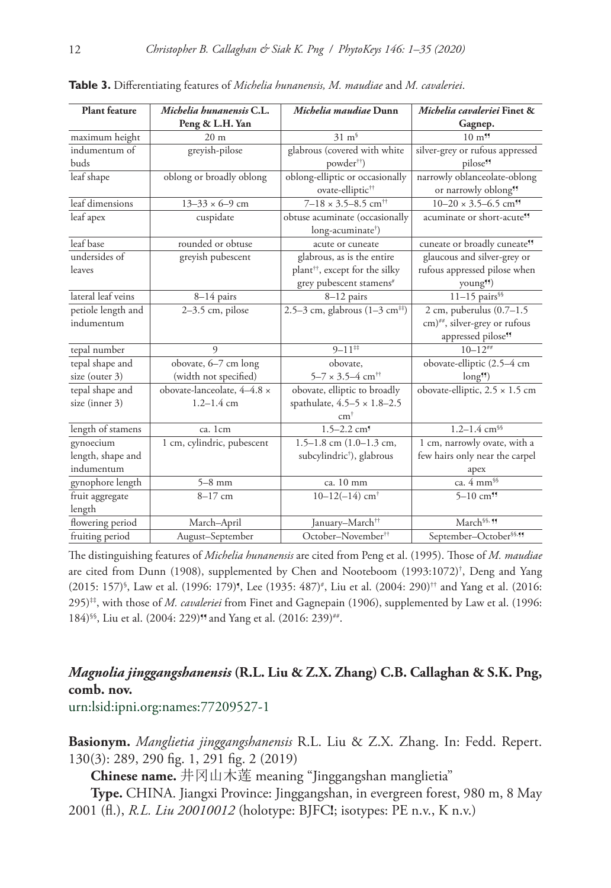**Table 3.** Differentiating features of *Michelia hunanensis, M. maudiae* and *M. cavaleriei*.

| Plant feature | *Michelia hunanensis* C.L. Peng & L.H. Yan | *Michelia maudiae* Dunn | *Michelia cavaleriei* Finet & Gagnep. |
|---|---|---|---|
| maximum height | 20 m | 31 m[§] | 10 m[¶¶] |
| indumentum of buds | greyish-pilose | glabrous (covered with white powder[††]) | silver-grey or rufous appressed pilose[¶¶] |
| leaf shape | oblong or broadly oblong | oblong-elliptic or occasionally ovate-elliptic[††] | narrowly oblanceolate-oblong or narrowly oblong[¶¶] |
| leaf dimensions | 13–33 × 6–9 cm | 7–18 × 3.5–8.5 cm[††] | 10–20 × 3.5–6.5 cm[¶¶] |
| leaf apex | cuspidate | obtuse acuminate (occasionally long-acuminate[†]) | acuminate or short-acute[¶¶] |
| leaf base | rounded or obtuse | acute or cuneate | cuneate or broadly cuneate[¶¶] |
| undersides of leaves | greyish pubescent | glabrous, as is the entire plant[††], except for the silky grey pubescent stamens[#] | glaucous and silver-grey or rufous appressed pilose when young[¶¶]) |
| lateral leaf veins | 8–14 pairs | 8–12 pairs | 11–15 pairs[§§] |
| petiole length and indumentum | 2–3.5 cm, pilose | 2.5–3 cm, glabrous (1–3 cm[‡‡]) | 2 cm, puberulus (0.7–1.5 cm)[##], silver-grey or rufous appressed pilose[¶¶] |
| tepal number | 9 | 9–11[‡‡] | 10–12[##] |
| tepal shape and size (outer 3) | obovate, 6–7 cm long (width not specified) | obovate, 5–7 × 3.5–4 cm[††] | obovate-elliptic (2.5–4 cm long[¶¶]) |
| tepal shape and size (inner 3) | obovate-lanceolate, 4–4.8 × 1.2–1.4 cm | obovate, elliptic to broadly spathulate, 4.5–5 × 1.8–2.5 cm[†] | obovate-elliptic, 2.5 × 1.5 cm |
| length of stamens | ca. 1cm | 1.5–2.2 cm[¶] | 1.2–1.4 cm[§§] |
| gynoecium length, shape and indumentum | 1 cm, cylindric, pubescent | 1.5–1.8 cm (1.0–1.3 cm, subcylindric[†]), glabrous | 1 cm, narrowly ovate, with a few hairs only near the carpel apex |
| gynophore length | 5–8 mm | ca. 10 mm | ca. 4 mm[§§] |
| fruit aggregate length | 8–17 cm | 10–12(–14) cm[†] | 5–10 cm[¶¶] |
| flowering period | March–April | January–March[††] | March[§§, ¶¶] |
| fruiting period | August–September | October–November[††] | September–October[§§, ¶¶] |

The distinguishing features of *Michelia hunanensis* are cited from Peng et al. (1995). Those of *M. maudiae* are cited from Dunn (1908), supplemented by Chen and Nooteboom (1993:1072)[†], Deng and Yang (2015: 157)[§], Law et al. (1996: 179)[¶], Lee (1935: 487)[#], Liu et al. (2004: 290)[††] and Yang et al. (2016: 295)[‡‡], with those of *M. cavaleriei* from Finet and Gagnepain (1906), supplemented by Law et al. (1996: 184)[§§], Liu et al. (2004: 229)[¶¶] and Yang et al. (2016: 239)[##].

## *Magnolia jinggangshanensis* (R.L. Liu & Z.X. Zhang) C.B. Callaghan & S.K. Png, comb. nov.

urn:lsid:ipni.org:names:77209527-1

**Basionym.** *Manglietia jinggangshanensis* R.L. Liu & Z.X. Zhang. In: Fedd. Repert. 130(3): 289, 290 fig. 1, 291 fig. 2 (2019)

**Chinese name.** 井冈山木莲 meaning "Jinggangshan manglietia"

**Type.** CHINA. Jiangxi Province: Jinggangshan, in evergreen forest, 980 m, 8 May 2001 (fl.), *R.L. Liu 20010012* (holotype: BJFC**!**; isotypes: PE n.v., K n.v.)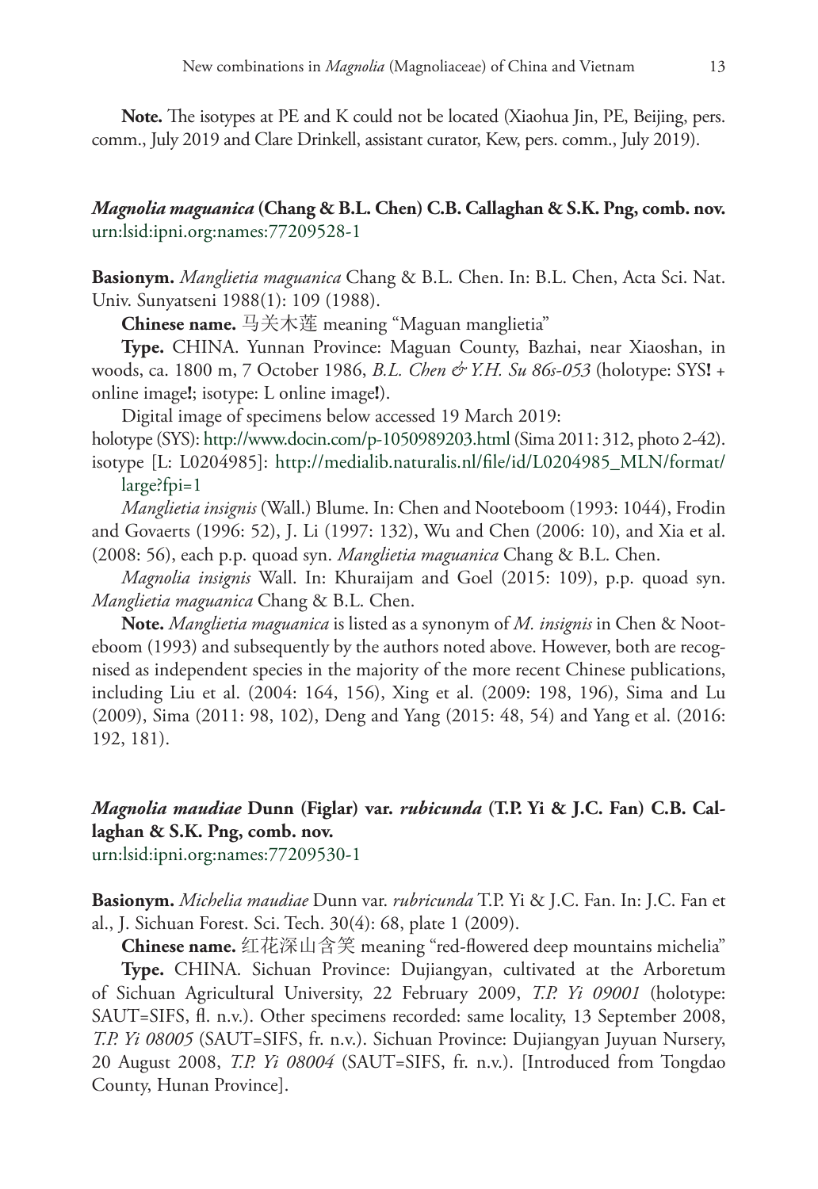**Note.** The isotypes at PE and K could not be located (Xiaohua Jin, PE, Beijing, pers. comm., July 2019 and Clare Drinkell, assistant curator, Kew, pers. comm., July 2019).

### ***Magnolia maguanica* (Chang & B.L. Chen) C.B. Callaghan & S.K. Png, comb. nov.**

urn:lsid:ipni.org:names:77209528-1

**Basionym.** *Manglietia maguanica* Chang & B.L. Chen. In: B.L. Chen, Acta Sci. Nat. Univ. Sunyatseni 1988(1): 109 (1988).

**Chinese name.** 马关木莲 meaning "Maguan manglietia"

**Type.** CHINA. Yunnan Province: Maguan County, Bazhai, near Xiaoshan, in woods, ca. 1800 m, 7 October 1986, *B.L. Chen & Y.H. Su 86s-053* (holotype: SYS**!** + online image**!**; isotype: L online image**!**).

Digital image of specimens below accessed 19 March 2019:

holotype (SYS): http://www.docin.com/p-1050989203.html (Sima 2011: 312, photo 2-42).

isotype [L: L0204985]: http://medialib.naturalis.nl/file/id/L0204985_MLN/format/large?fpi=1

*Manglietia insignis* (Wall.) Blume. In: Chen and Nooteboom (1993: 1044), Frodin and Govaerts (1996: 52), J. Li (1997: 132), Wu and Chen (2006: 10), and Xia et al. (2008: 56), each p.p. quoad syn. *Manglietia maguanica* Chang & B.L. Chen.

*Magnolia insignis* Wall. In: Khuraijam and Goel (2015: 109), p.p. quoad syn. *Manglietia maguanica* Chang & B.L. Chen.

**Note.** *Manglietia maguanica* is listed as a synonym of *M. insignis* in Chen & Nooteboom (1993) and subsequently by the authors noted above. However, both are recognised as independent species in the majority of the more recent Chinese publications, including Liu et al. (2004: 164, 156), Xing et al. (2009: 198, 196), Sima and Lu (2009), Sima (2011: 98, 102), Deng and Yang (2015: 48, 54) and Yang et al. (2016: 192, 181).

### ***Magnolia maudiae* Dunn (Figlar) var. *rubicunda* (T.P. Yi & J.C. Fan) C.B. Callaghan & S.K. Png, comb. nov.**

urn:lsid:ipni.org:names:77209530-1

**Basionym.** *Michelia maudiae* Dunn var. *rubricunda* T.P. Yi & J.C. Fan. In: J.C. Fan et al., J. Sichuan Forest. Sci. Tech. 30(4): 68, plate 1 (2009).

**Chinese name.** 红花深山含笑 meaning "red-flowered deep mountains michelia"

**Type.** CHINA. Sichuan Province: Dujiangyan, cultivated at the Arboretum of Sichuan Agricultural University, 22 February 2009, *T.P. Yi 09001* (holotype: SAUT=SIFS, fl. n.v.). Other specimens recorded: same locality, 13 September 2008, *T.P. Yi 08005* (SAUT=SIFS, fr. n.v.). Sichuan Province: Dujiangyan Juyuan Nursery, 20 August 2008, *T.P. Yi 08004* (SAUT=SIFS, fr. n.v.). [Introduced from Tongdao County, Hunan Province].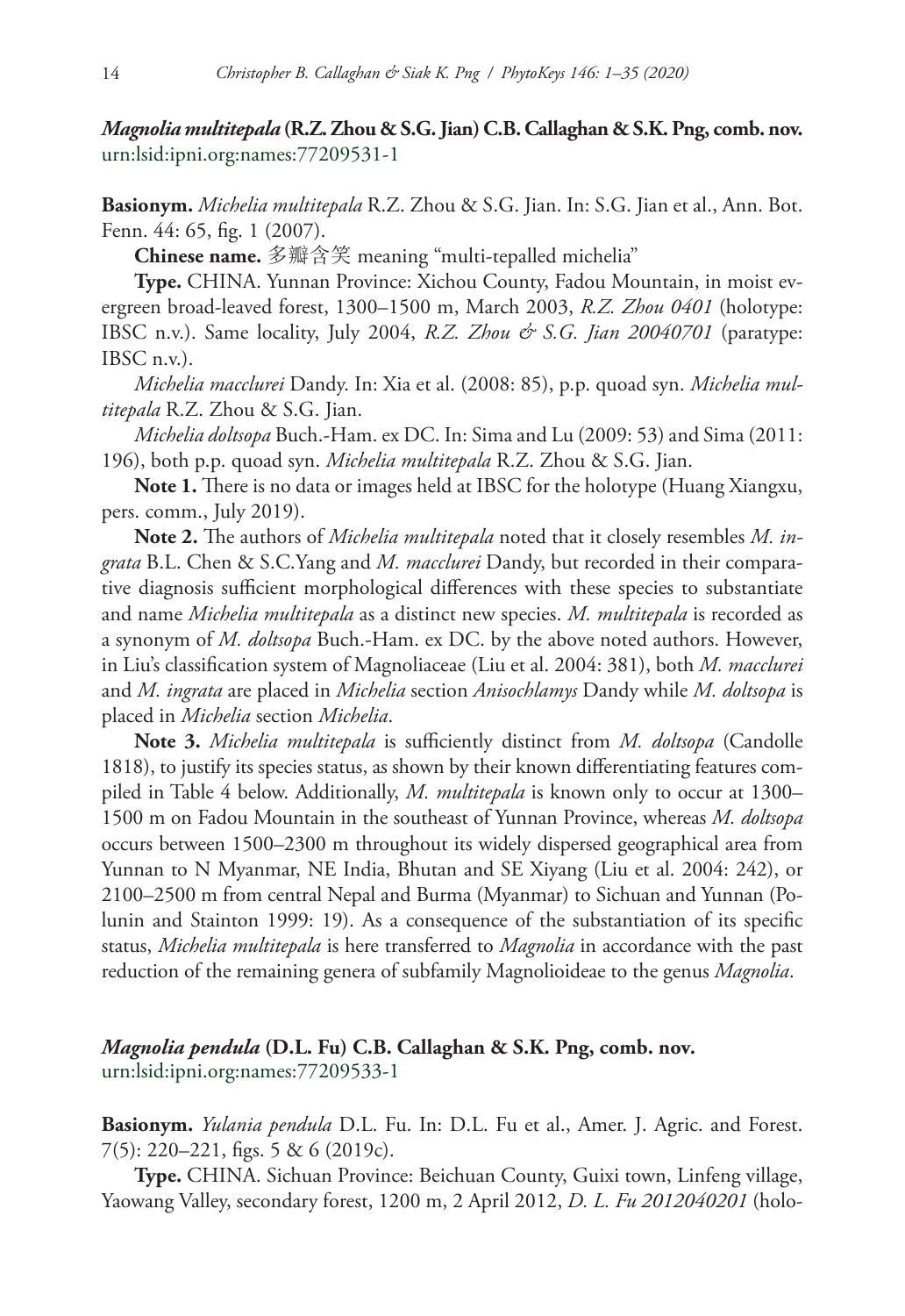***Magnolia multitepala*** **(R.Z. Zhou & S.G. Jian) C.B. Callaghan & S.K. Png, comb. nov.**
urn:lsid:ipni.org:names:77209531-1

**Basionym.** *Michelia multitepala* R.Z. Zhou & S.G. Jian. In: S.G. Jian et al., Ann. Bot. Fenn. 44: 65, fig. 1 (2007).

**Chinese name.** 多瓣含笑 meaning "multi-tepalled michelia"

**Type.** CHINA. Yunnan Province: Xichou County, Fadou Mountain, in moist evergreen broad-leaved forest, 1300–1500 m, March 2003, *R.Z. Zhou 0401* (holotype: IBSC n.v.). Same locality, July 2004, *R.Z. Zhou & S.G. Jian 20040701* (paratype: IBSC n.v.).

*Michelia macclurei* Dandy. In: Xia et al. (2008: 85), p.p. quoad syn. *Michelia multitepala* R.Z. Zhou & S.G. Jian.

*Michelia doltsopa* Buch.-Ham. ex DC. In: Sima and Lu (2009: 53) and Sima (2011: 196), both p.p. quoad syn. *Michelia multitepala* R.Z. Zhou & S.G. Jian.

**Note 1.** There is no data or images held at IBSC for the holotype (Huang Xiangxu, pers. comm., July 2019).

**Note 2.** The authors of *Michelia multitepala* noted that it closely resembles *M. ingrata* B.L. Chen & S.C.Yang and *M. macclurei* Dandy, but recorded in their comparative diagnosis sufficient morphological differences with these species to substantiate and name *Michelia multitepala* as a distinct new species. *M. multitepala* is recorded as a synonym of *M. doltsopa* Buch.-Ham. ex DC. by the above noted authors. However, in Liu's classification system of Magnoliaceae (Liu et al. 2004: 381), both *M. macclurei* and *M. ingrata* are placed in *Michelia* section *Anisochlamys* Dandy while *M. doltsopa* is placed in *Michelia* section *Michelia*.

**Note 3.** *Michelia multitepala* is sufficiently distinct from *M. doltsopa* (Candolle 1818), to justify its species status, as shown by their known differentiating features compiled in Table 4 below. Additionally, *M. multitepala* is known only to occur at 1300–1500 m on Fadou Mountain in the southeast of Yunnan Province, whereas *M. doltsopa* occurs between 1500–2300 m throughout its widely dispersed geographical area from Yunnan to N Myanmar, NE India, Bhutan and SE Xiyang (Liu et al. 2004: 242), or 2100–2500 m from central Nepal and Burma (Myanmar) to Sichuan and Yunnan (Polunin and Stainton 1999: 19). As a consequence of the substantiation of its specific status, *Michelia multitepala* is here transferred to *Magnolia* in accordance with the past reduction of the remaining genera of subfamily Magnolioideae to the genus *Magnolia*.

***Magnolia pendula*** **(D.L. Fu) C.B. Callaghan & S.K. Png, comb. nov.**
urn:lsid:ipni.org:names:77209533-1

**Basionym.** *Yulania pendula* D.L. Fu. In: D.L. Fu et al., Amer. J. Agric. and Forest. 7(5): 220–221, figs. 5 & 6 (2019c).

**Type.** CHINA. Sichuan Province: Beichuan County, Guixi town, Linfeng village, Yaowang Valley, secondary forest, 1200 m, 2 April 2012, *D. L. Fu 2012040201* (holo-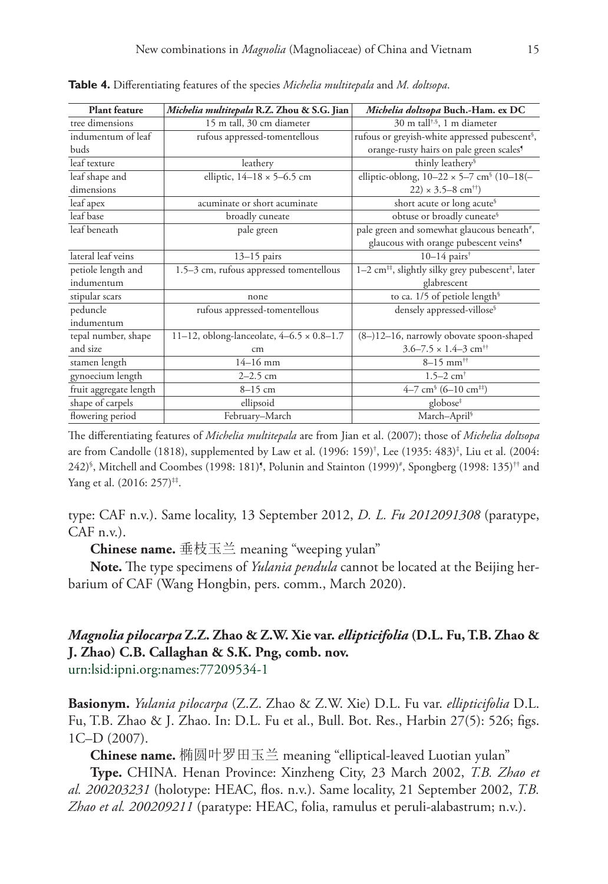**Table 4.** Differentiating features of the species *Michelia multitepala* and *M. doltsopa*.

| Plant feature | *Michelia multitepala* R.Z. Zhou & S.G. Jian | *Michelia doltsopa* Buch.-Ham. ex DC |
|---|---|---|
| tree dimensions | 15 m tall, 30 cm diameter | 30 m tall[†,§], 1 m diameter |
| indumentum of leaf buds | rufous appressed-tomentellous | rufous or greyish-white appressed pubescent[§], orange-rusty hairs on pale green scales[¶] |
| leaf texture | leathery | thinly leathery[§] |
| leaf shape and dimensions | elliptic, 14–18 × 5–6.5 cm | elliptic-oblong, 10–22 × 5–7 cm[§] (10–18(–22) × 3.5–8 cm[††]) |
| leaf apex | acuminate or short acuminate | short acute or long acute[§] |
| leaf base | broadly cuneate | obtuse or broadly cuneate[§] |
| leaf beneath | pale green | pale green and somewhat glaucous beneath[#], glaucous with orange pubescent veins[¶] |
| lateral leaf veins | 13–15 pairs | 10–14 pairs[†] |
| petiole length and indumentum | 1.5–3 cm, rufous appressed tomentellous | 1–2 cm[‡‡], slightly silky grey pubescent[‡], later glabrescent |
| stipular scars | none | to ca. 1/5 of petiole length[§] |
| peduncle indumentum | rufous appressed-tomentellous | densely appressed-villose[§] |
| tepal number, shape and size | 11–12, oblong-lanceolate, 4–6.5 × 0.8–1.7 cm | (8–)12–16, narrowly obovate spoon-shaped 3.6–7.5 × 1.4–3 cm[††] |
| stamen length | 14–16 mm | 8–15 mm[††] |
| gynoecium length | 2–2.5 cm | 1.5–2 cm[†] |
| fruit aggregate length | 8–15 cm | 4–7 cm[§] (6–10 cm[‡‡]) |
| shape of carpels | ellipsoid | globose[‡] |
| flowering period | February–March | March–April[§] |

The differentiating features of *Michelia multitepala* are from Jian et al. (2007); those of *Michelia doltsopa* are from Candolle (1818), supplemented by Law et al. (1996: 159)[†], Lee (1935: 483)[‡], Liu et al. (2004: 242)[§], Mitchell and Coombes (1998: 181)[¶], Polunin and Stainton (1999)[#], Spongberg (1998: 135)[††] and Yang et al. (2016: 257)[‡‡].

type: CAF n.v.). Same locality, 13 September 2012, *D. L. Fu 2012091308* (paratype, CAF n.v.).

**Chinese name.** 垂枝玉兰 meaning "weeping yulan"

**Note.** The type specimens of *Yulania pendula* cannot be located at the Beijing herbarium of CAF (Wang Hongbin, pers. comm., March 2020).

### *Magnolia pilocarpa* Z.Z. Zhao & Z.W. Xie var. *ellipticifolia* (D.L. Fu, T.B. Zhao & J. Zhao) C.B. Callaghan & S.K. Png, comb. nov.

urn:lsid:ipni.org:names:77209534-1

**Basionym.** *Yulania pilocarpa* (Z.Z. Zhao & Z.W. Xie) D.L. Fu var. *ellipticifolia* D.L. Fu, T.B. Zhao & J. Zhao. In: D.L. Fu et al., Bull. Bot. Res., Harbin 27(5): 526; figs. 1C–D (2007).

**Chinese name.** 椭圆叶罗田玉兰 meaning "elliptical-leaved Luotian yulan"

**Type.** CHINA. Henan Province: Xinzheng City, 23 March 2002, *T.B. Zhao et al. 200203231* (holotype: HEAC, flos. n.v.). Same locality, 21 September 2002, *T.B. Zhao et al. 200209211* (paratype: HEAC, folia, ramulus et peruli-alabastrum; n.v.).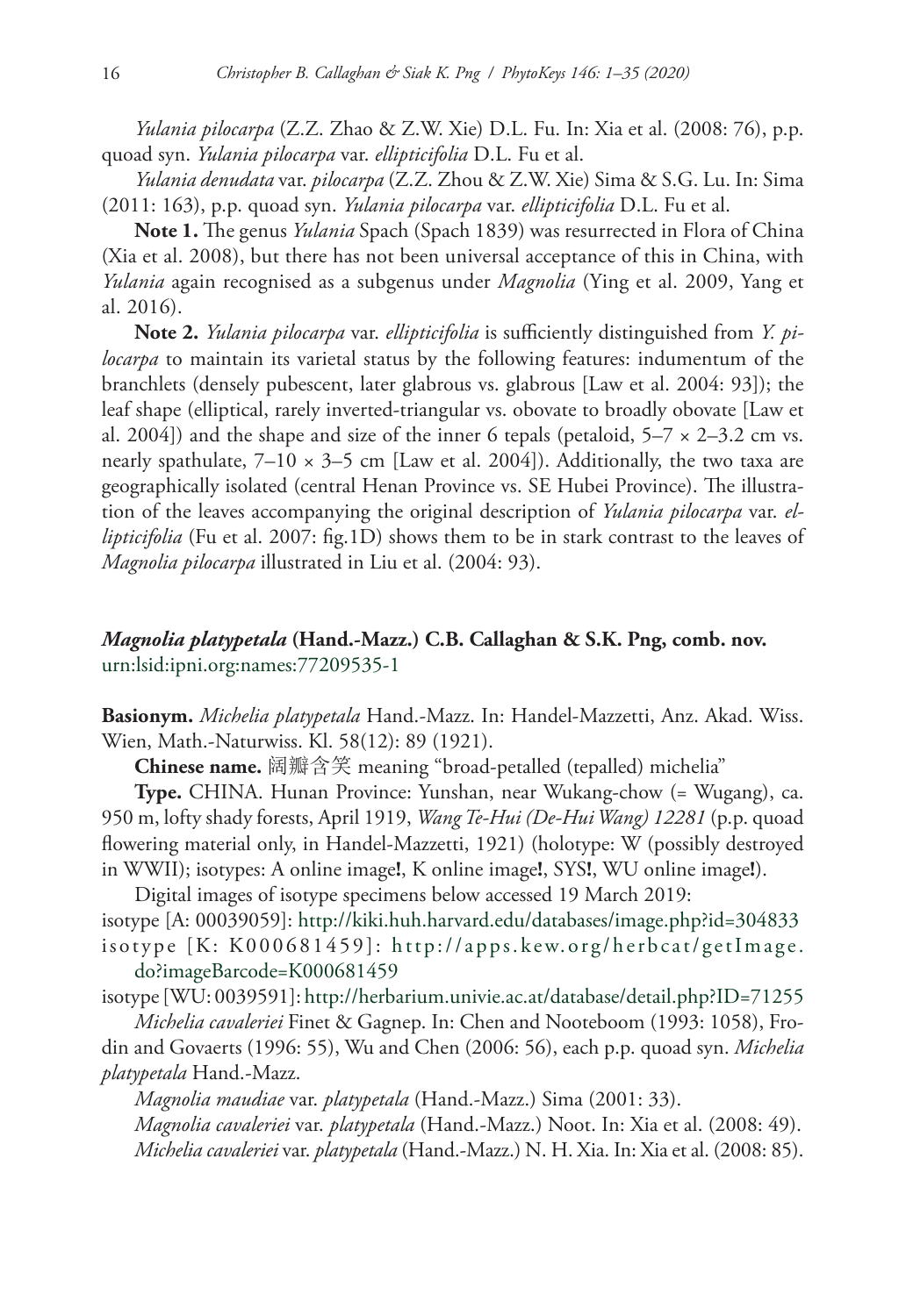*Yulania pilocarpa* (Z.Z. Zhao & Z.W. Xie) D.L. Fu. In: Xia et al. (2008: 76), p.p. quoad syn. *Yulania pilocarpa* var. *ellipticifolia* D.L. Fu et al.

*Yulania denudata* var. *pilocarpa* (Z.Z. Zhou & Z.W. Xie) Sima & S.G. Lu. In: Sima (2011: 163), p.p. quoad syn. *Yulania pilocarpa* var. *ellipticifolia* D.L. Fu et al.

**Note 1.** The genus *Yulania* Spach (Spach 1839) was resurrected in Flora of China (Xia et al. 2008), but there has not been universal acceptance of this in China, with *Yulania* again recognised as a subgenus under *Magnolia* (Ying et al. 2009, Yang et al. 2016).

**Note 2.** *Yulania pilocarpa* var. *ellipticifolia* is sufficiently distinguished from *Y. pilocarpa* to maintain its varietal status by the following features: indumentum of the branchlets (densely pubescent, later glabrous vs. glabrous [Law et al. 2004: 93]); the leaf shape (elliptical, rarely inverted-triangular vs. obovate to broadly obovate [Law et al. 2004]) and the shape and size of the inner 6 tepals (petaloid, 5–7 × 2–3.2 cm vs. nearly spathulate, 7–10 × 3–5 cm [Law et al. 2004]). Additionally, the two taxa are geographically isolated (central Henan Province vs. SE Hubei Province). The illustration of the leaves accompanying the original description of *Yulania pilocarpa* var. *ellipticifolia* (Fu et al. 2007: fig.1D) shows them to be in stark contrast to the leaves of *Magnolia pilocarpa* illustrated in Liu et al. (2004: 93).

## *Magnolia platypetala* (Hand.-Mazz.) C.B. Callaghan & S.K. Png, comb. nov.

urn:lsid:ipni.org:names:77209535-1

**Basionym.** *Michelia platypetala* Hand.-Mazz. In: Handel-Mazzetti, Anz. Akad. Wiss. Wien, Math.-Naturwiss. Kl. 58(12): 89 (1921).

**Chinese name.** 阔瓣含笑 meaning "broad-petalled (tepalled) michelia"

**Type.** CHINA. Hunan Province: Yunshan, near Wukang-chow (= Wugang), ca. 950 m, lofty shady forests, April 1919, *Wang Te-Hui (De-Hui Wang) 12281* (p.p. quoad flowering material only, in Handel-Mazzetti, 1921) (holotype: W (possibly destroyed in WWII); isotypes: A online image**!**, K online image**!**, SYS**!**, WU online image**!**).

Digital images of isotype specimens below accessed 19 March 2019:

isotype [A: 00039059]: http://kiki.huh.harvard.edu/databases/image.php?id=304833

isotype [K: K000681459]: http://apps.kew.org/herbcat/getImage.do?imageBarcode=K000681459

isotype [WU: 0039591]: http://herbarium.univie.ac.at/database/detail.php?ID=71255

*Michelia cavaleriei* Finet & Gagnep. In: Chen and Nooteboom (1993: 1058), Frodin and Govaerts (1996: 55), Wu and Chen (2006: 56), each p.p. quoad syn. *Michelia platypetala* Hand.-Mazz.

*Magnolia maudiae* var. *platypetala* (Hand.-Mazz.) Sima (2001: 33).

*Magnolia cavaleriei* var. *platypetala* (Hand.-Mazz.) Noot. In: Xia et al. (2008: 49).

*Michelia cavaleriei* var. *platypetala* (Hand.-Mazz.) N. H. Xia. In: Xia et al. (2008: 85).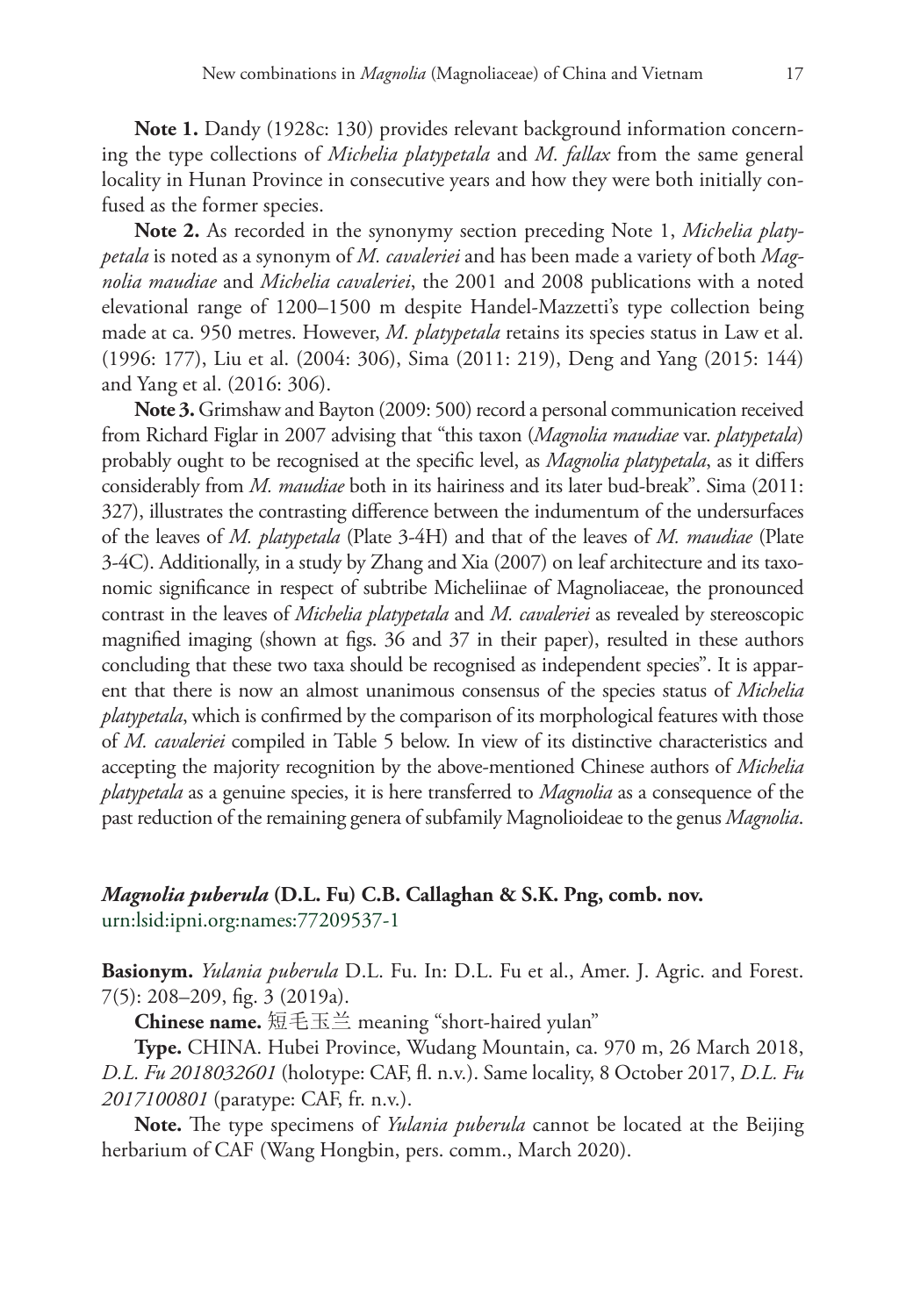**Note 1.** Dandy (1928c: 130) provides relevant background information concerning the type collections of *Michelia platypetala* and *M. fallax* from the same general locality in Hunan Province in consecutive years and how they were both initially confused as the former species.

**Note 2.** As recorded in the synonymy section preceding Note 1, *Michelia platypetala* is noted as a synonym of *M. cavaleriei* and has been made a variety of both *Magnolia maudiae* and *Michelia cavaleriei*, the 2001 and 2008 publications with a noted elevational range of 1200–1500 m despite Handel-Mazzetti's type collection being made at ca. 950 metres. However, *M. platypetala* retains its species status in Law et al. (1996: 177), Liu et al. (2004: 306), Sima (2011: 219), Deng and Yang (2015: 144) and Yang et al. (2016: 306).

**Note 3.** Grimshaw and Bayton (2009: 500) record a personal communication received from Richard Figlar in 2007 advising that "this taxon (*Magnolia maudiae* var. *platypetala*) probably ought to be recognised at the specific level, as *Magnolia platypetala*, as it differs considerably from *M. maudiae* both in its hairiness and its later bud-break". Sima (2011: 327), illustrates the contrasting difference between the indumentum of the undersurfaces of the leaves of *M. platypetala* (Plate 3-4H) and that of the leaves of *M. maudiae* (Plate 3-4C). Additionally, in a study by Zhang and Xia (2007) on leaf architecture and its taxonomic significance in respect of subtribe Micheliinae of Magnoliaceae, the pronounced contrast in the leaves of *Michelia platypetala* and *M. cavaleriei* as revealed by stereoscopic magnified imaging (shown at figs. 36 and 37 in their paper), resulted in these authors concluding that these two taxa should be recognised as independent species". It is apparent that there is now an almost unanimous consensus of the species status of *Michelia platypetala*, which is confirmed by the comparison of its morphological features with those of *M. cavaleriei* compiled in Table 5 below. In view of its distinctive characteristics and accepting the majority recognition by the above-mentioned Chinese authors of *Michelia platypetala* as a genuine species, it is here transferred to *Magnolia* as a consequence of the past reduction of the remaining genera of subfamily Magnolioideae to the genus *Magnolia*.

### ***Magnolia puberula*** **(D.L. Fu) C.B. Callaghan & S.K. Png, comb. nov.**

urn:lsid:ipni.org:names:77209537-1

**Basionym.** *Yulania puberula* D.L. Fu. In: D.L. Fu et al., Amer. J. Agric. and Forest. 7(5): 208–209, fig. 3 (2019a).

**Chinese name.** 短毛玉兰 meaning "short-haired yulan"

**Type.** CHINA. Hubei Province, Wudang Mountain, ca. 970 m, 26 March 2018, *D.L. Fu 2018032601* (holotype: CAF, fl. n.v.). Same locality, 8 October 2017, *D.L. Fu 2017100801* (paratype: CAF, fr. n.v.).

**Note.** The type specimens of *Yulania puberula* cannot be located at the Beijing herbarium of CAF (Wang Hongbin, pers. comm., March 2020).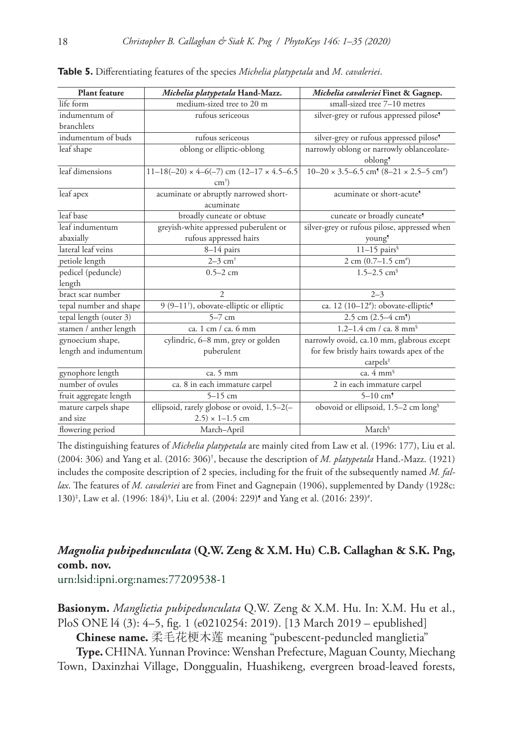**Table 5.** Differentiating features of the species *Michelia platypetala* and *M. cavaleriei*.

| Plant feature | *Michelia platypetala* Hand-Mazz. | *Michelia cavaleriei* Finet & Gagnep. |
|---|---|---|
| life form | medium-sized tree to 20 m | small-sized tree 7–10 metres |
| indumentum of branchlets | rufous sericeous | silver-grey or rufous appressed pilose¶ |
| indumentum of buds | rufous sericeous | silver-grey or rufous appressed pilose¶ |
| leaf shape | oblong or elliptic-oblong | narrowly oblong or narrowly oblanceolate-oblong¶ |
| leaf dimensions | 11–18(–20) × 4–6(–7) cm (12–17 × 4.5–6.5 cm†) | 10–20 × 3.5–6.5 cm¶ (8–21 × 2.5–5 cm#) |
| leaf apex | acuminate or abruptly narrowed short-acuminate | acuminate or short-acute¶ |
| leaf base | broadly cuneate or obtuse | cuneate or broadly cuneate¶ |
| leaf indumentum abaxially | greyish-white appressed puberulent or rufous appressed hairs | silver-grey or rufous pilose, appressed when young¶ |
| lateral leaf veins | 8–14 pairs | 11–15 pairs§ |
| petiole length | 2–3 cm† | 2 cm (0.7–1.5 cm#) |
| pedicel (peduncle) length | 0.5–2 cm | 1.5–2.5 cm§ |
| bract scar number | 2 | 2–3 |
| tepal number and shape | 9 (9–11†), obovate-elliptic or elliptic | ca. 12 (10–12#): obovate-elliptic¶ |
| tepal length (outer 3) | 5–7 cm | 2.5 cm (2.5–4 cm¶) |
| stamen / anther length | ca. 1 cm / ca. 6 mm | 1.2–1.4 cm / ca. 8 mm§ |
| gynoecium shape, length and indumentum | cylindric, 6–8 mm, grey or golden puberulent | narrowly ovoid, ca.10 mm, glabrous except for few bristly hairs towards apex of the carpels‡ |
| gynophore length | ca. 5 mm | ca. 4 mm§ |
| number of ovules | ca. 8 in each immature carpel | 2 in each immature carpel |
| fruit aggregate length | 5–15 cm | 5–10 cm¶ |
| mature carpels shape and size | ellipsoid, rarely globose or ovoid, 1.5–2(–2.5) × 1–1.5 cm | obovoid or ellipsoid, 1.5–2 cm long§ |
| flowering period | March–April | March§ |

The distinguishing features of *Michelia platypetala* are mainly cited from Law et al. (1996: 177), Liu et al. (2004: 306) and Yang et al. (2016: 306)†, because the description of *M. platypetala* Hand.-Mazz. (1921) includes the composite description of 2 species, including for the fruit of the subsequently named *M. fallax*. The features of *M. cavaleriei* are from Finet and Gagnepain (1906), supplemented by Dandy (1928c: 130)‡, Law et al. (1996: 184)§, Liu et al. (2004: 229)¶ and Yang et al. (2016: 239)#.

## *Magnolia pubipedunculata* (Q.W. Zeng & X.M. Hu) C.B. Callaghan & S.K. Png, comb. nov.

urn:lsid:ipni.org:names:77209538-1

**Basionym.** *Manglietia pubipedunculata* Q.W. Zeng & X.M. Hu. In: X.M. Hu et al., PloS ONE l4 (3): 4–5, fig. 1 (e0210254: 2019). [13 March 2019 – epublished]

**Chinese name.** 柔毛花梗木莲 meaning "pubescent-peduncled manglietia"

**Type.** CHINA. Yunnan Province: Wenshan Prefecture, Maguan County, Miechang Town, Daxinzhai Village, Donggualin, Huashikeng, evergreen broad-leaved forests,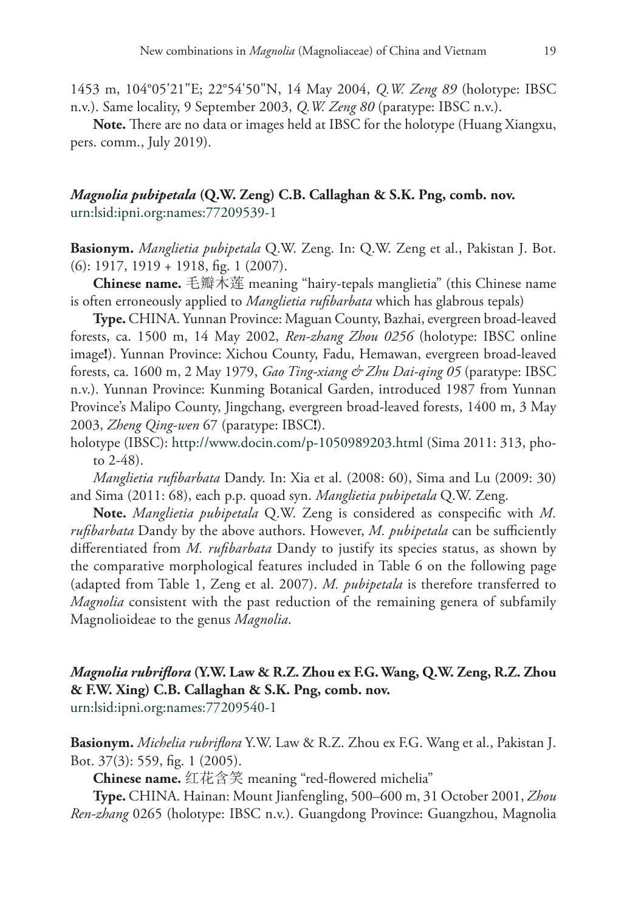1453 m, 104°05'21"E; 22°54'50"N, 14 May 2004, *Q.W. Zeng 89* (holotype: IBSC n.v.). Same locality, 9 September 2003, *Q.W. Zeng 80* (paratype: IBSC n.v.).

**Note.** There are no data or images held at IBSC for the holotype (Huang Xiangxu, pers. comm., July 2019).

## *Magnolia pubipetala* (Q.W. Zeng) C.B. Callaghan & S.K. Png, comb. nov.

urn:lsid:ipni.org:names:77209539-1

**Basionym.** *Manglietia pubipetala* Q.W. Zeng. In: Q.W. Zeng et al., Pakistan J. Bot. (6): 1917, 1919 + 1918, fig. 1 (2007).

**Chinese name.** 毛瓣木莲 meaning "hairy-tepals manglietia" (this Chinese name is often erroneously applied to *Manglietia rufibarbata* which has glabrous tepals)

**Type.** CHINA. Yunnan Province: Maguan County, Bazhai, evergreen broad-leaved forests, ca. 1500 m, 14 May 2002, *Ren-zhang Zhou 0256* (holotype: IBSC online image**!**). Yunnan Province: Xichou County, Fadu, Hemawan, evergreen broad-leaved forests, ca. 1600 m, 2 May 1979, *Gao Ting-xiang & Zhu Dai-qing 05* (paratype: IBSC n.v.). Yunnan Province: Kunming Botanical Garden, introduced 1987 from Yunnan Province's Malipo County, Jingchang, evergreen broad-leaved forests, 1400 m, 3 May 2003, *Zheng Qing-wen* 67 (paratype: IBSC**!**).

holotype (IBSC): http://www.docin.com/p-1050989203.html (Sima 2011: 313, photo 2-48).

*Manglietia rufibarbata* Dandy. In: Xia et al. (2008: 60), Sima and Lu (2009: 30) and Sima (2011: 68), each p.p. quoad syn. *Manglietia pubipetala* Q.W. Zeng.

**Note.** *Manglietia pubipetala* Q.W. Zeng is considered as conspecific with *M. rufibarbata* Dandy by the above authors. However, *M. pubipetala* can be sufficiently differentiated from *M. rufibarbata* Dandy to justify its species status, as shown by the comparative morphological features included in Table 6 on the following page (adapted from Table 1, Zeng et al. 2007). *M. pubipetala* is therefore transferred to *Magnolia* consistent with the past reduction of the remaining genera of subfamily Magnolioideae to the genus *Magnolia*.

## *Magnolia rubriflora* (Y.W. Law & R.Z. Zhou ex F.G. Wang, Q.W. Zeng, R.Z. Zhou & F.W. Xing) C.B. Callaghan & S.K. Png, comb. nov.

urn:lsid:ipni.org:names:77209540-1

**Basionym.** *Michelia rubriflora* Y.W. Law & R.Z. Zhou ex F.G. Wang et al., Pakistan J. Bot. 37(3): 559, fig. 1 (2005).

**Chinese name.** 红花含笑 meaning "red-flowered michelia"

**Type.** CHINA. Hainan: Mount Jianfengling, 500–600 m, 31 October 2001, *Zhou Ren-zhang* 0265 (holotype: IBSC n.v.). Guangdong Province: Guangzhou, Magnolia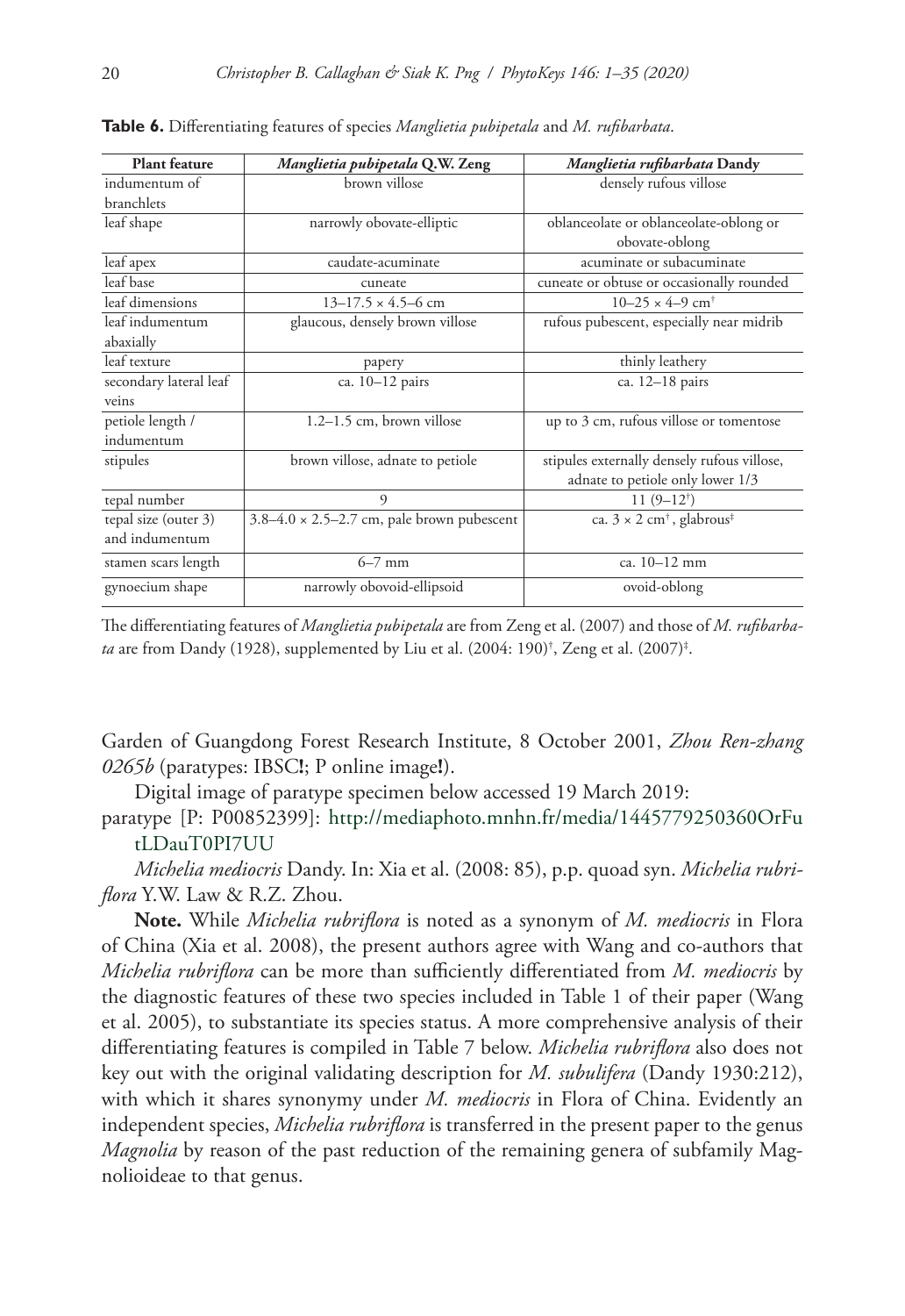**Table 6.** Differentiating features of species *Manglietia pubipetala* and *M. rufibarbata*.

| Plant feature | *Manglietia pubipetala* Q.W. Zeng | *Manglietia rufibarbata* Dandy |
|---|---|---|
| indumentum of branchlets | brown villose | densely rufous villose |
| leaf shape | narrowly obovate-elliptic | oblanceolate or oblanceolate-oblong or obovate-oblong |
| leaf apex | caudate-acuminate | acuminate or subacuminate |
| leaf base | cuneate | cuneate or obtuse or occasionally rounded |
| leaf dimensions | 13–17.5 × 4.5–6 cm | 10–25 × 4–9 cm[†] |
| leaf indumentum abaxially | glaucous, densely brown villose | rufous pubescent, especially near midrib |
| leaf texture | papery | thinly leathery |
| secondary lateral leaf veins | ca. 10–12 pairs | ca. 12–18 pairs |
| petiole length / indumentum | 1.2–1.5 cm, brown villose | up to 3 cm, rufous villose or tomentose |
| stipules | brown villose, adnate to petiole | stipules externally densely rufous villose, adnate to petiole only lower 1/3 |
| tepal number | 9 | 11 (9–12[†]) |
| tepal size (outer 3) and indumentum | 3.8–4.0 × 2.5–2.7 cm, pale brown pubescent | ca. 3 × 2 cm[†], glabrous[‡] |
| stamen scars length | 6–7 mm | ca. 10–12 mm |
| gynoecium shape | narrowly obovoid-ellipsoid | ovoid-oblong |

The differentiating features of *Manglietia pubipetala* are from Zeng et al. (2007) and those of *M. rufibarbata* are from Dandy (1928), supplemented by Liu et al. (2004: 190)[†], Zeng et al. (2007)[‡].

Garden of Guangdong Forest Research Institute, 8 October 2001, *Zhou Ren-zhang 0265b* (paratypes: IBSC**!**; P online image**!**).

Digital image of paratype specimen below accessed 19 March 2019:

paratype [P: P00852399]: http://mediaphoto.mnhn.fr/media/1445779250360OrFutLDauT0PI7UU

*Michelia mediocris* Dandy. In: Xia et al. (2008: 85), p.p. quoad syn. *Michelia rubriflora* Y.W. Law & R.Z. Zhou.

**Note.** While *Michelia rubriflora* is noted as a synonym of *M. mediocris* in Flora of China (Xia et al. 2008), the present authors agree with Wang and co-authors that *Michelia rubriflora* can be more than sufficiently differentiated from *M. mediocris* by the diagnostic features of these two species included in Table 1 of their paper (Wang et al. 2005), to substantiate its species status. A more comprehensive analysis of their differentiating features is compiled in Table 7 below. *Michelia rubriflora* also does not key out with the original validating description for *M. subulifera* (Dandy 1930:212), with which it shares synonymy under *M. mediocris* in Flora of China. Evidently an independent species, *Michelia rubriflora* is transferred in the present paper to the genus *Magnolia* by reason of the past reduction of the remaining genera of subfamily Magnolioideae to that genus.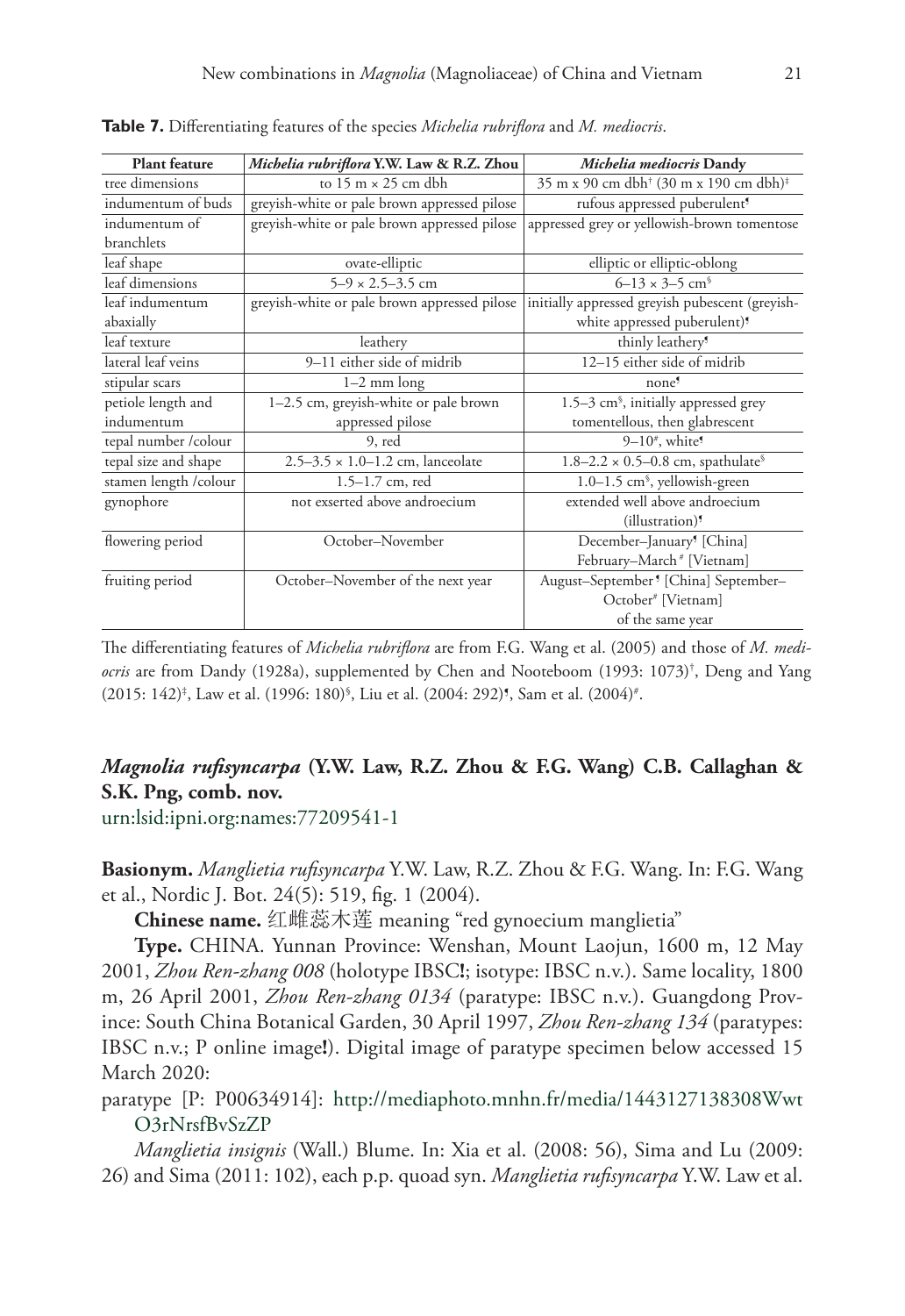**Table 7.** Differentiating features of the species *Michelia rubriflora* and *M. mediocris*.

| Plant feature | *Michelia rubriflora* Y.W. Law & R.Z. Zhou | *Michelia mediocris* Dandy |
|---|---|---|
| tree dimensions | to 15 m × 25 cm dbh | 35 m x 90 cm dbh[†] (30 m x 190 cm dbh)[‡] |
| indumentum of buds | greyish-white or pale brown appressed pilose | rufous appressed puberulent[¶] |
| indumentum of branchlets | greyish-white or pale brown appressed pilose | appressed grey or yellowish-brown tomentose |
| leaf shape | ovate-elliptic | elliptic or elliptic-oblong |
| leaf dimensions | 5–9 × 2.5–3.5 cm | 6–13 × 3–5 cm[§] |
| leaf indumentum abaxially | greyish-white or pale brown appressed pilose | initially appressed greyish pubescent (greyish-white appressed puberulent)[¶] |
| leaf texture | leathery | thinly leathery[¶] |
| lateral leaf veins | 9–11 either side of midrib | 12–15 either side of midrib |
| stipular scars | 1–2 mm long | none[¶] |
| petiole length and indumentum | 1–2.5 cm, greyish-white or pale brown appressed pilose | 1.5–3 cm[§], initially appressed grey tomentellous, then glabrescent |
| tepal number /colour | 9, red | 9–10[#], white[¶] |
| tepal size and shape | 2.5–3.5 × 1.0–1.2 cm, lanceolate | 1.8–2.2 × 0.5–0.8 cm, spathulate[§] |
| stamen length /colour | 1.5–1.7 cm, red | 1.0–1.5 cm[§], yellowish-green |
| gynophore | not exserted above androecium | extended well above androecium (illustration)[¶] |
| flowering period | October–November | December–January[¶] [China] February–March[#] [Vietnam] |
| fruiting period | October–November of the next year | August–September[¶] [China] September–October[#] [Vietnam] of the same year |

The differentiating features of *Michelia rubriflora* are from F.G. Wang et al. (2005) and those of *M. mediocris* are from Dandy (1928a), supplemented by Chen and Nooteboom (1993: 1073)[†], Deng and Yang (2015: 142)[‡], Law et al. (1996: 180)[§], Liu et al. (2004: 292)[¶], Sam et al. (2004)[#].

## *Magnolia rufisyncarpa* (Y.W. Law, R.Z. Zhou & F.G. Wang) C.B. Callaghan & S.K. Png, comb. nov.

urn:lsid:ipni.org:names:77209541-1

**Basionym.** *Manglietia rufisyncarpa* Y.W. Law, R.Z. Zhou & F.G. Wang. In: F.G. Wang et al., Nordic J. Bot. 24(5): 519, fig. 1 (2004).

**Chinese name.** 红雌蕊木莲 meaning "red gynoecium manglietia"

**Type.** CHINA. Yunnan Province: Wenshan, Mount Laojun, 1600 m, 12 May 2001, *Zhou Ren-zhang 008* (holotype IBSC**!**; isotype: IBSC n.v.). Same locality, 1800 m, 26 April 2001, *Zhou Ren-zhang 0134* (paratype: IBSC n.v.). Guangdong Province: South China Botanical Garden, 30 April 1997, *Zhou Ren-zhang 134* (paratypes: IBSC n.v.; P online image**!**). Digital image of paratype specimen below accessed 15 March 2020:

paratype [P: P00634914]: http://mediaphoto.mnhn.fr/media/1443127138308WwtO3rNrsfBvSzZP

*Manglietia insignis* (Wall.) Blume. In: Xia et al. (2008: 56), Sima and Lu (2009: 26) and Sima (2011: 102), each p.p. quoad syn. *Manglietia rufisyncarpa* Y.W. Law et al.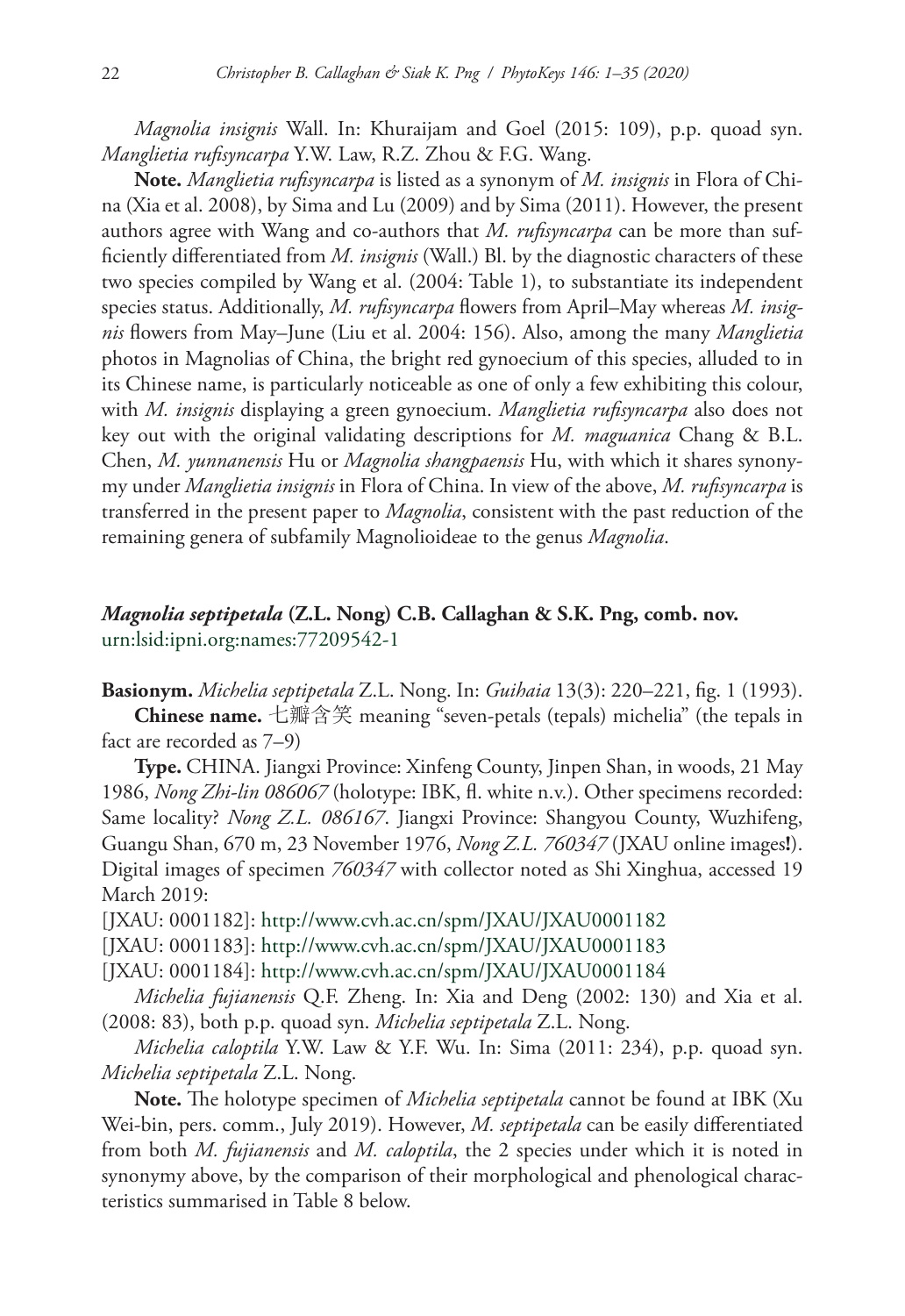*Magnolia insignis* Wall. In: Khuraijam and Goel (2015: 109), p.p. quoad syn. *Manglietia rufisyncarpa* Y.W. Law, R.Z. Zhou & F.G. Wang.

**Note.** *Manglietia rufisyncarpa* is listed as a synonym of *M. insignis* in Flora of China (Xia et al. 2008), by Sima and Lu (2009) and by Sima (2011). However, the present authors agree with Wang and co-authors that *M. rufisyncarpa* can be more than sufficiently differentiated from *M. insignis* (Wall.) Bl. by the diagnostic characters of these two species compiled by Wang et al. (2004: Table 1), to substantiate its independent species status. Additionally, *M. rufisyncarpa* flowers from April–May whereas *M. insignis* flowers from May–June (Liu et al. 2004: 156). Also, among the many *Manglietia* photos in Magnolias of China, the bright red gynoecium of this species, alluded to in its Chinese name, is particularly noticeable as one of only a few exhibiting this colour, with *M. insignis* displaying a green gynoecium. *Manglietia rufisyncarpa* also does not key out with the original validating descriptions for *M. maguanica* Chang & B.L. Chen, *M. yunnanensis* Hu or *Magnolia shangpaensis* Hu, with which it shares synonymy under *Manglietia insignis* in Flora of China. In view of the above, *M. rufisyncarpa* is transferred in the present paper to *Magnolia*, consistent with the past reduction of the remaining genera of subfamily Magnolioideae to the genus *Magnolia*.

### *Magnolia septipetala* (Z.L. Nong) C.B. Callaghan & S.K. Png, comb. nov.

urn:lsid:ipni.org:names:77209542-1

**Basionym.** *Michelia septipetala* Z.L. Nong. In: *Guihaia* 13(3): 220–221, fig. 1 (1993).

**Chinese name.** 七瓣含笑 meaning "seven-petals (tepals) michelia" (the tepals in fact are recorded as 7–9)

**Type.** CHINA. Jiangxi Province: Xinfeng County, Jinpen Shan, in woods, 21 May 1986, *Nong Zhi-lin 086067* (holotype: IBK, fl. white n.v.). Other specimens recorded: Same locality? *Nong Z.L. 086167*. Jiangxi Province: Shangyou County, Wuzhifeng, Guangu Shan, 670 m, 23 November 1976, *Nong Z.L. 760347* (JXAU online images**!**). Digital images of specimen *760347* with collector noted as Shi Xinghua, accessed 19 March 2019:

[JXAU: 0001182]: http://www.cvh.ac.cn/spm/JXAU/JXAU0001182

[JXAU: 0001183]: http://www.cvh.ac.cn/spm/JXAU/JXAU0001183

[JXAU: 0001184]: http://www.cvh.ac.cn/spm/JXAU/JXAU0001184

*Michelia fujianensis* Q.F. Zheng. In: Xia and Deng (2002: 130) and Xia et al. (2008: 83), both p.p. quoad syn. *Michelia septipetala* Z.L. Nong.

*Michelia caloptila* Y.W. Law & Y.F. Wu. In: Sima (2011: 234), p.p. quoad syn. *Michelia septipetala* Z.L. Nong.

**Note.** The holotype specimen of *Michelia septipetala* cannot be found at IBK (Xu Wei-bin, pers. comm., July 2019). However, *M. septipetala* can be easily differentiated from both *M. fujianensis* and *M. caloptila*, the 2 species under which it is noted in synonymy above, by the comparison of their morphological and phenological characteristics summarised in Table 8 below.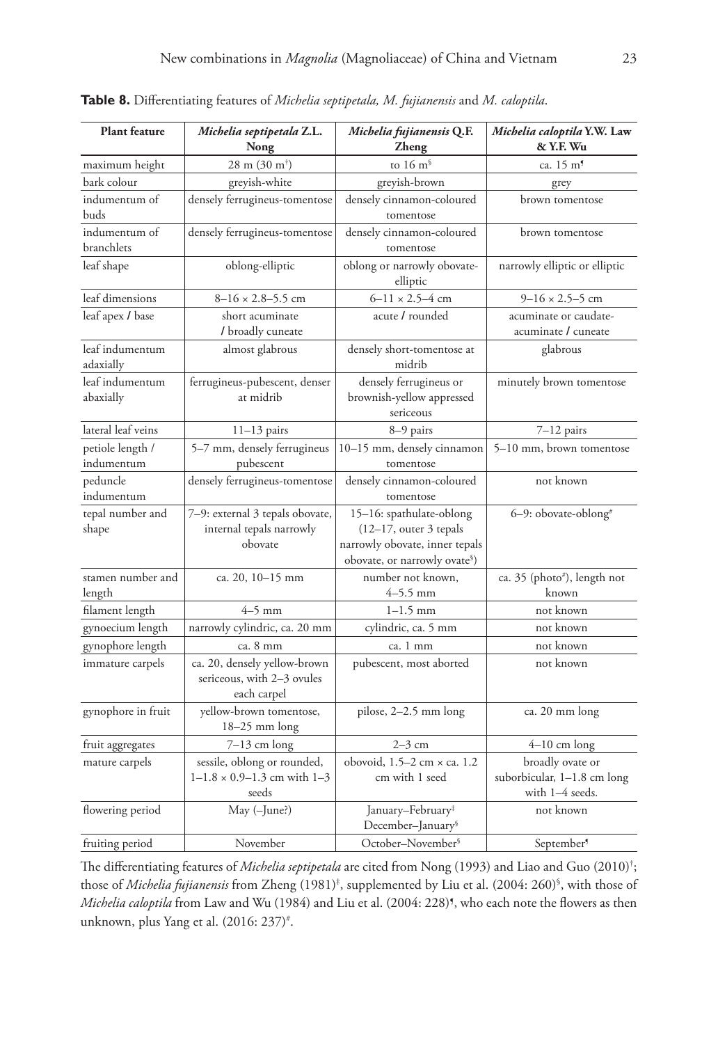**Table 8.** Differentiating features of *Michelia septipetala, M. fujianensis* and *M. caloptila*.

| Plant feature | *Michelia septipetala* Z.L. Nong | *Michelia fujianensis* Q.F. Zheng | *Michelia caloptila* Y.W. Law & Y.F. Wu |
|---|---|---|---|
| maximum height | 28 m (30 m[†]) | to 16 m[§] | ca. 15 m[¶] |
| bark colour | greyish-white | greyish-brown | grey |
| indumentum of buds | densely ferrugineus-tomentose | densely cinnamon-coloured tomentose | brown tomentose |
| indumentum of branchlets | densely ferrugineus-tomentose | densely cinnamon-coloured tomentose | brown tomentose |
| leaf shape | oblong-elliptic | oblong or narrowly obovate-elliptic | narrowly elliptic or elliptic |
| leaf dimensions | 8–16 × 2.8–5.5 cm | 6–11 × 2.5–4 cm | 9–16 × 2.5–5 cm |
| leaf apex / base | short acuminate / broadly cuneate | acute / rounded | acuminate or caudate-acuminate / cuneate |
| leaf indumentum adaxially | almost glabrous | densely short-tomentose at midrib | glabrous |
| leaf indumentum abaxially | ferrugineus-pubescent, denser at midrib | densely ferrugineus or brownish-yellow appressed sericeous | minutely brown tomentose |
| lateral leaf veins | 11–13 pairs | 8–9 pairs | 7–12 pairs |
| petiole length / indumentum | 5–7 mm, densely ferrugineus pubescent | 10–15 mm, densely cinnamon tomentose | 5–10 mm, brown tomentose |
| peduncle indumentum | densely ferrugineus-tomentose | densely cinnamon-coloured tomentose | not known |
| tepal number and shape | 7–9: external 3 tepals obovate, internal tepals narrowly obovate | 15–16: spathulate-oblong (12–17, outer 3 tepals narrowly obovate, inner tepals obovate, or narrowly ovate[§]) | 6–9: obovate-oblong[#] |
| stamen number and length | ca. 20, 10–15 mm | number not known, 4–5.5 mm | ca. 35 (photo[#]), length not known |
| filament length | 4–5 mm | 1–1.5 mm | not known |
| gynoecium length | narrowly cylindric, ca. 20 mm | cylindric, ca. 5 mm | not known |
| gynophore length | ca. 8 mm | ca. 1 mm | not known |
| immature carpels | ca. 20, densely yellow-brown sericeous, with 2–3 ovules each carpel | pubescent, most aborted | not known |
| gynophore in fruit | yellow-brown tomentose, 18–25 mm long | pilose, 2–2.5 mm long | ca. 20 mm long |
| fruit aggregates | 7–13 cm long | 2–3 cm | 4–10 cm long |
| mature carpels | sessile, oblong or rounded, 1–1.8 × 0.9–1.3 cm with 1–3 seeds | obovoid, 1.5–2 cm × ca. 1.2 cm with 1 seed | broadly ovate or suborbicular, 1–1.8 cm long with 1–4 seeds. |
| flowering period | May (–June?) | January–February[‡] December–January[§] | not known |
| fruiting period | November | October–November[§] | September[¶] |

The differentiating features of *Michelia septipetala* are cited from Nong (1993) and Liao and Guo (2010)[†]; those of *Michelia fujianensis* from Zheng (1981)[‡], supplemented by Liu et al. (2004: 260)[§], with those of *Michelia caloptila* from Law and Wu (1984) and Liu et al. (2004: 228)[¶], who each note the flowers as then unknown, plus Yang et al. (2016: 237)[#].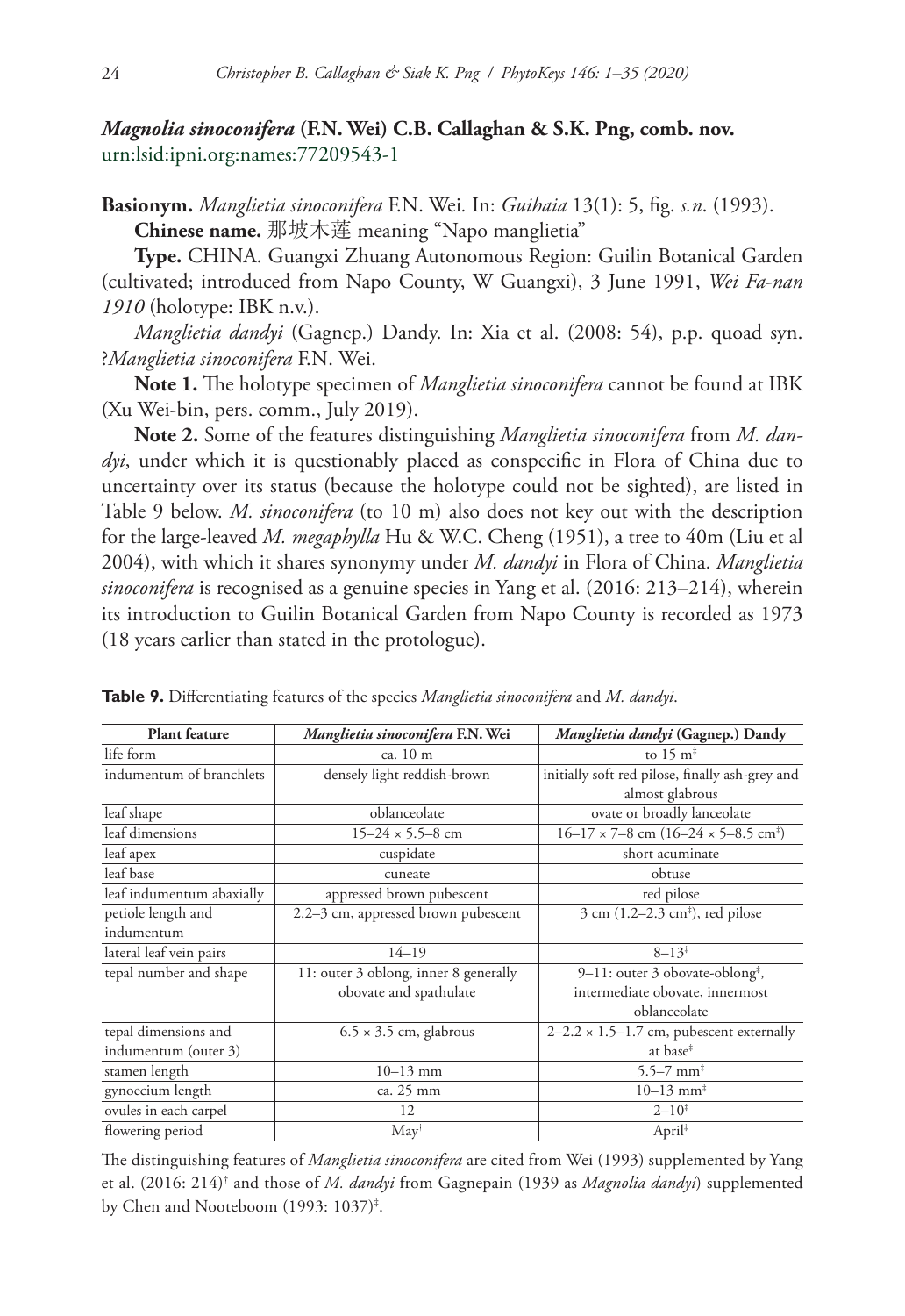### *Magnolia sinoconifera* (F.N. Wei) C.B. Callaghan & S.K. Png, comb. nov.

urn:lsid:ipni.org:names:77209543-1

**Basionym.** *Manglietia sinoconifera* F.N. Wei. In: *Guihaia* 13(1): 5, fig. *s.n*. (1993).

**Chinese name.** 那坡木莲 meaning "Napo manglietia"

**Type.** CHINA. Guangxi Zhuang Autonomous Region: Guilin Botanical Garden (cultivated; introduced from Napo County, W Guangxi), 3 June 1991, *Wei Fa-nan 1910* (holotype: IBK n.v.).

*Manglietia dandyi* (Gagnep.) Dandy. In: Xia et al. (2008: 54), p.p. quoad syn. ?*Manglietia sinoconifera* F.N. Wei.

**Note 1.** The holotype specimen of *Manglietia sinoconifera* cannot be found at IBK (Xu Wei-bin, pers. comm., July 2019).

**Note 2.** Some of the features distinguishing *Manglietia sinoconifera* from *M. dandyi*, under which it is questionably placed as conspecific in Flora of China due to uncertainty over its status (because the holotype could not be sighted), are listed in Table 9 below. *M. sinoconifera* (to 10 m) also does not key out with the description for the large-leaved *M. megaphylla* Hu & W.C. Cheng (1951), a tree to 40m (Liu et al 2004), with which it shares synonymy under *M. dandyi* in Flora of China. *Manglietia sinoconifera* is recognised as a genuine species in Yang et al. (2016: 213–214), wherein its introduction to Guilin Botanical Garden from Napo County is recorded as 1973 (18 years earlier than stated in the protologue).

**Table 9.** Differentiating features of the species *Manglietia sinoconifera* and *M. dandyi*.

| Plant feature | *Manglietia sinoconifera* F.N. Wei | *Manglietia dandyi* (Gagnep.) Dandy |
|---|---|---|
| life form | ca. 10 m | to 15 m‡ |
| indumentum of branchlets | densely light reddish-brown | initially soft red pilose, finally ash-grey and almost glabrous |
| leaf shape | oblanceolate | ovate or broadly lanceolate |
| leaf dimensions | 15–24 × 5.5–8 cm | 16–17 × 7–8 cm (16–24 × 5–8.5 cm‡) |
| leaf apex | cuspidate | short acuminate |
| leaf base | cuneate | obtuse |
| leaf indumentum abaxially | appressed brown pubescent | red pilose |
| petiole length and indumentum | 2.2–3 cm, appressed brown pubescent | 3 cm (1.2–2.3 cm‡), red pilose |
| lateral leaf vein pairs | 14–19 | 8–13‡ |
| tepal number and shape | 11: outer 3 oblong, inner 8 generally obovate and spathulate | 9–11: outer 3 obovate-oblong‡, intermediate obovate, innermost oblanceolate |
| tepal dimensions and indumentum (outer 3) | 6.5 × 3.5 cm, glabrous | 2–2.2 × 1.5–1.7 cm, pubescent externally at base‡ |
| stamen length | 10–13 mm | 5.5–7 mm‡ |
| gynoecium length | ca. 25 mm | 10–13 mm‡ |
| ovules in each carpel | 12 | 2–10‡ |
| flowering period | May† | April‡ |

The distinguishing features of *Manglietia sinoconifera* are cited from Wei (1993) supplemented by Yang et al. (2016: 214)† and those of *M. dandyi* from Gagnepain (1939 as *Magnolia dandyi*) supplemented by Chen and Nooteboom (1993: 1037)‡.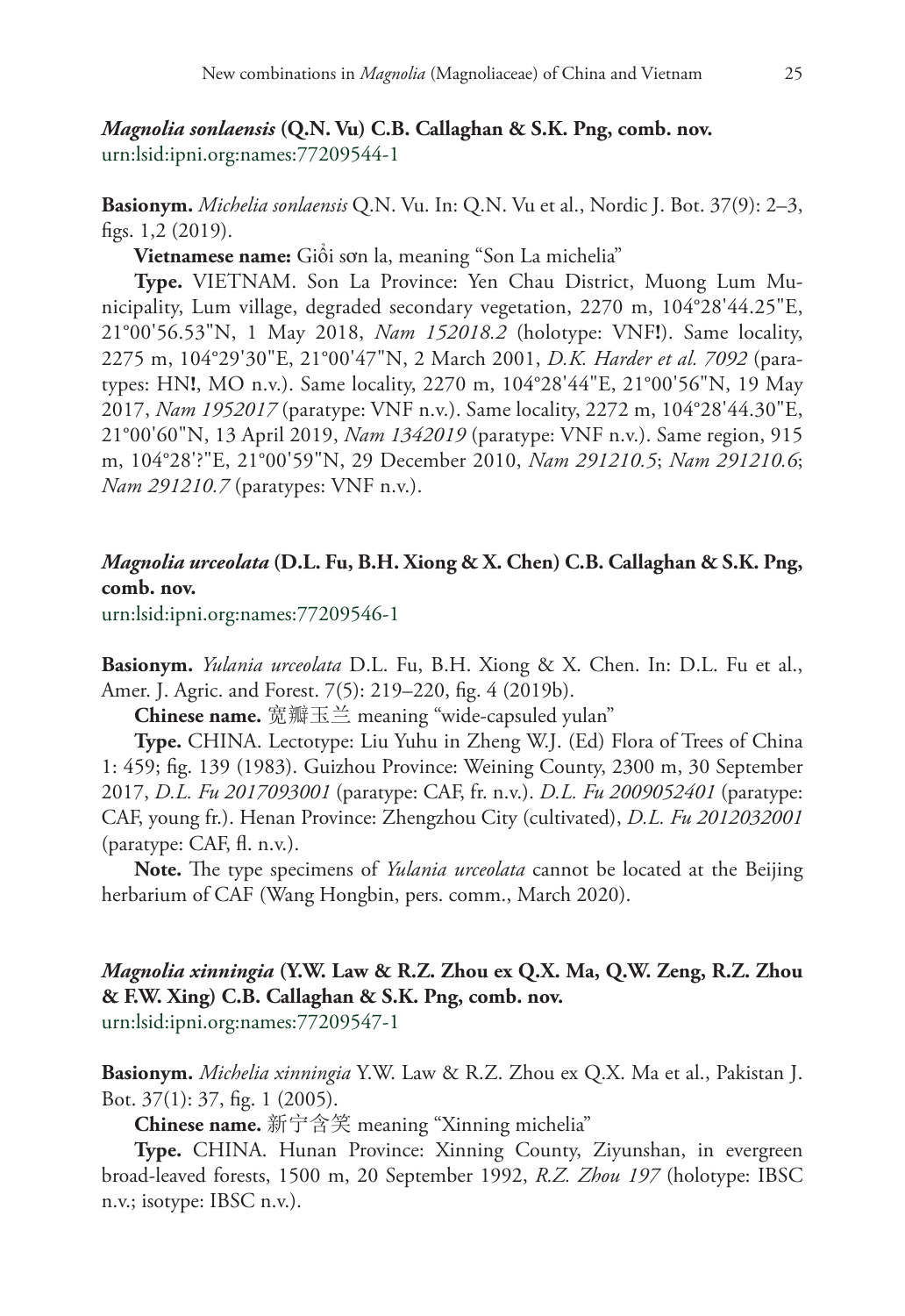### *Magnolia sonlaensis* (Q.N. Vu) C.B. Callaghan & S.K. Png, comb. nov.

urn:lsid:ipni.org:names:77209544-1

**Basionym.** *Michelia sonlaensis* Q.N. Vu. In: Q.N. Vu et al., Nordic J. Bot. 37(9): 2–3, figs. 1,2 (2019).

**Vietnamese name:** Giổi sơn la, meaning "Son La michelia"

**Type.** VIETNAM. Son La Province: Yen Chau District, Muong Lum Municipality, Lum village, degraded secondary vegetation, 2270 m, 104°28'44.25"E, 21°00'56.53"N, 1 May 2018, *Nam 152018.2* (holotype: VNF**!**). Same locality, 2275 m, 104°29'30"E, 21°00'47"N, 2 March 2001, *D.K. Harder et al. 7092* (paratypes: HN**!**, MO n.v.). Same locality, 2270 m, 104°28'44"E, 21°00'56"N, 19 May 2017, *Nam 1952017* (paratype: VNF n.v.). Same locality, 2272 m, 104°28'44.30"E, 21°00'60"N, 13 April 2019, *Nam 1342019* (paratype: VNF n.v.). Same region, 915 m, 104°28'?"E, 21°00'59"N, 29 December 2010, *Nam 291210.5*; *Nam 291210.6*; *Nam 291210.7* (paratypes: VNF n.v.).

### *Magnolia urceolata* (D.L. Fu, B.H. Xiong & X. Chen) C.B. Callaghan & S.K. Png, comb. nov.

urn:lsid:ipni.org:names:77209546-1

**Basionym.** *Yulania urceolata* D.L. Fu, B.H. Xiong & X. Chen. In: D.L. Fu et al., Amer. J. Agric. and Forest. 7(5): 219–220, fig. 4 (2019b).

**Chinese name.** 宽瓣玉兰 meaning "wide-capsuled yulan"

**Type.** CHINA. Lectotype: Liu Yuhu in Zheng W.J. (Ed) Flora of Trees of China 1: 459; fig. 139 (1983). Guizhou Province: Weining County, 2300 m, 30 September 2017, *D.L. Fu 2017093001* (paratype: CAF, fr. n.v.). *D.L. Fu 2009052401* (paratype: CAF, young fr.). Henan Province: Zhengzhou City (cultivated), *D.L. Fu 2012032001* (paratype: CAF, fl. n.v.).

**Note.** The type specimens of *Yulania urceolata* cannot be located at the Beijing herbarium of CAF (Wang Hongbin, pers. comm., March 2020).

### *Magnolia xinningia* (Y.W. Law & R.Z. Zhou ex Q.X. Ma, Q.W. Zeng, R.Z. Zhou & F.W. Xing) C.B. Callaghan & S.K. Png, comb. nov.

urn:lsid:ipni.org:names:77209547-1

**Basionym.** *Michelia xinningia* Y.W. Law & R.Z. Zhou ex Q.X. Ma et al., Pakistan J. Bot. 37(1): 37, fig. 1 (2005).

**Chinese name.** 新宁含笑 meaning "Xinning michelia"

**Type.** CHINA. Hunan Province: Xinning County, Ziyunshan, in evergreen broad-leaved forests, 1500 m, 20 September 1992, *R.Z. Zhou 197* (holotype: IBSC n.v.; isotype: IBSC n.v.).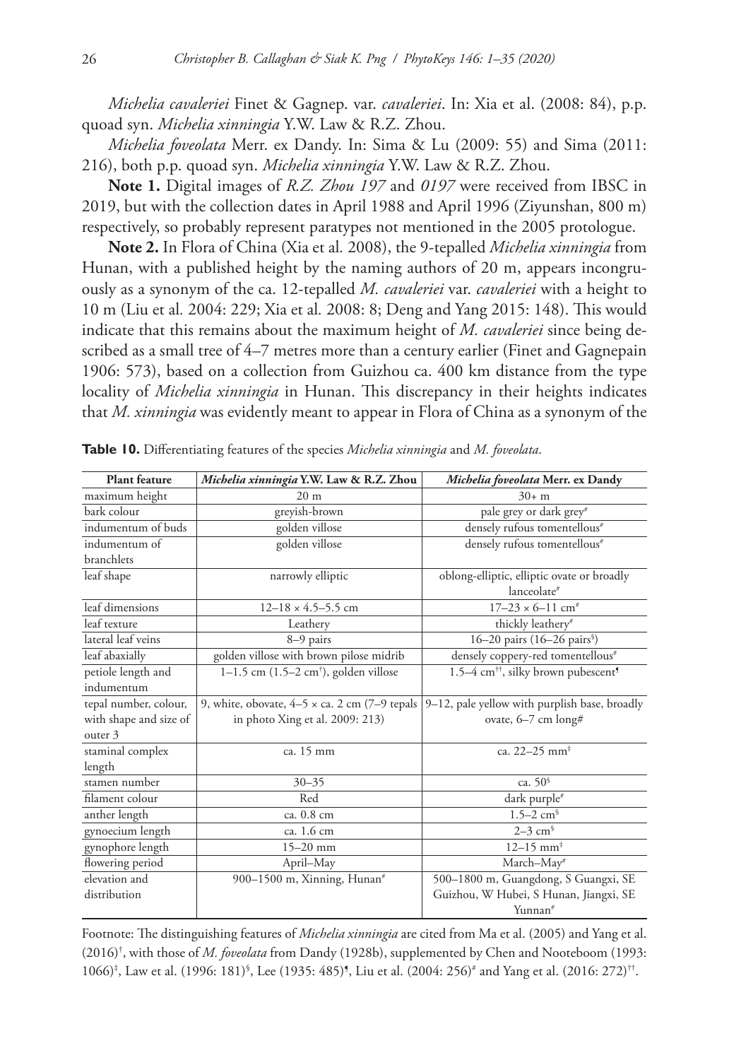*Michelia cavaleriei* Finet & Gagnep. var. *cavaleriei*. In: Xia et al. (2008: 84), p.p. quoad syn. *Michelia xinningia* Y.W. Law & R.Z. Zhou.

*Michelia foveolata* Merr. ex Dandy. In: Sima & Lu (2009: 55) and Sima (2011: 216), both p.p. quoad syn. *Michelia xinningia* Y.W. Law & R.Z. Zhou.

**Note 1.** Digital images of *R.Z. Zhou 197* and *0197* were received from IBSC in 2019, but with the collection dates in April 1988 and April 1996 (Ziyunshan, 800 m) respectively, so probably represent paratypes not mentioned in the 2005 protologue.

**Note 2.** In Flora of China (Xia et al. 2008), the 9-tepalled *Michelia xinningia* from Hunan, with a published height by the naming authors of 20 m, appears incongruously as a synonym of the ca. 12-tepalled *M. cavaleriei* var. *cavaleriei* with a height to 10 m (Liu et al. 2004: 229; Xia et al. 2008: 8; Deng and Yang 2015: 148). This would indicate that this remains about the maximum height of *M. cavaleriei* since being described as a small tree of 4–7 metres more than a century earlier (Finet and Gagnepain 1906: 573), based on a collection from Guizhou ca. 400 km distance from the type locality of *Michelia xinningia* in Hunan. This discrepancy in their heights indicates that *M. xinningia* was evidently meant to appear in Flora of China as a synonym of the

**Table 10.** Differentiating features of the species *Michelia xinningia* and *M. foveolata*.

| Plant feature | *Michelia xinningia* Y.W. Law & R.Z. Zhou | *Michelia foveolata* Merr. ex Dandy |
|---|---|---|
| maximum height | 20 m | 30+ m |
| bark colour | greyish-brown | pale grey or dark grey[#] |
| indumentum of buds | golden villose | densely rufous tomentellous[#] |
| indumentum of branchlets | golden villose | densely rufous tomentellous[#] |
| leaf shape | narrowly elliptic | oblong-elliptic, elliptic ovate or broadly lanceolate[#] |
| leaf dimensions | 12–18 × 4.5–5.5 cm | 17–23 × 6–11 cm[#] |
| leaf texture | Leathery | thickly leathery[#] |
| lateral leaf veins | 8–9 pairs | 16–20 pairs (16–26 pairs[§]) |
| leaf abaxially | golden villose with brown pilose midrib | densely coppery-red tomentellous[#] |
| petiole length and indumentum | 1–1.5 cm (1.5–2 cm[†]), golden villose | 1.5–4 cm[††], silky brown pubescent[¶] |
| tepal number, colour, with shape and size of outer 3 | 9, white, obovate, 4–5 × ca. 2 cm (7–9 tepals in photo Xing et al. 2009: 213) | 9–12, pale yellow with purplish base, broadly ovate, 6–7 cm long# |
| staminal complex length | ca. 15 mm | ca. 22–25 mm[‡] |
| stamen number | 30–35 | ca. 50[§] |
| filament colour | Red | dark purple[#] |
| anther length | ca. 0.8 cm | 1.5–2 cm[§] |
| gynoecium length | ca. 1.6 cm | 2–3 cm[§] |
| gynophore length | 15–20 mm | 12–15 mm[‡] |
| flowering period | April–May | March–May[#] |
| elevation and distribution | 900–1500 m, Xinning, Hunan[#] | 500–1800 m, Guangdong, S Guangxi, SE Guizhou, W Hubei, S Hunan, Jiangxi, SE Yunnan[#] |

Footnote: The distinguishing features of *Michelia xinningia* are cited from Ma et al. (2005) and Yang et al. (2016)[†], with those of *M. foveolata* from Dandy (1928b), supplemented by Chen and Nooteboom (1993: 1066)[‡], Law et al. (1996: 181)[§], Lee (1935: 485)[¶], Liu et al. (2004: 256)[#] and Yang et al. (2016: 272)[††].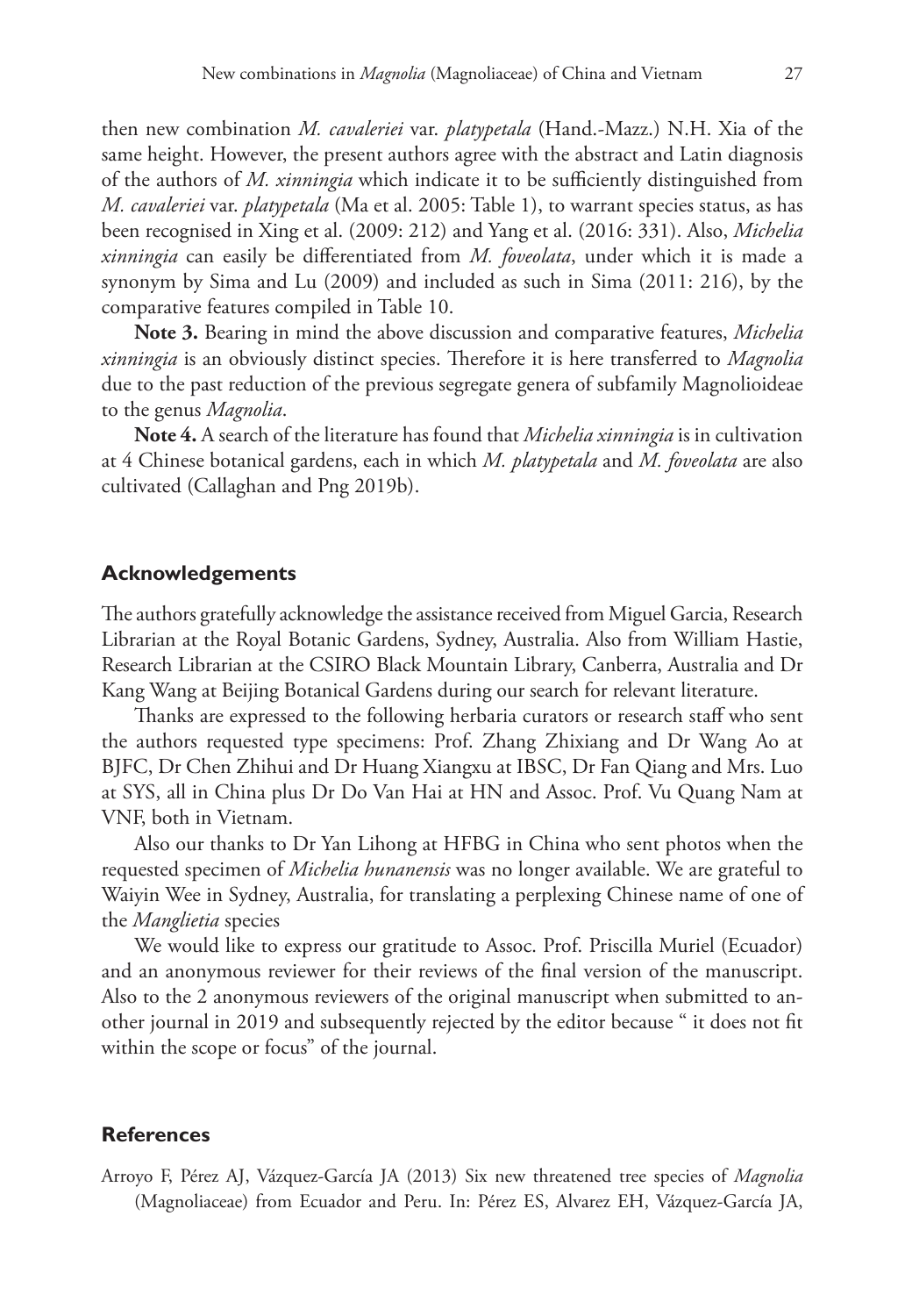then new combination *M. cavaleriei* var. *platypetala* (Hand.-Mazz.) N.H. Xia of the same height. However, the present authors agree with the abstract and Latin diagnosis of the authors of *M. xinningia* which indicate it to be sufficiently distinguished from *M. cavaleriei* var. *platypetala* (Ma et al. 2005: Table 1), to warrant species status, as has been recognised in Xing et al. (2009: 212) and Yang et al. (2016: 331). Also, *Michelia xinningia* can easily be differentiated from *M. foveolata*, under which it is made a synonym by Sima and Lu (2009) and included as such in Sima (2011: 216), by the comparative features compiled in Table 10.

**Note 3.** Bearing in mind the above discussion and comparative features, *Michelia xinningia* is an obviously distinct species. Therefore it is here transferred to *Magnolia* due to the past reduction of the previous segregate genera of subfamily Magnolioideae to the genus *Magnolia*.

**Note 4.** A search of the literature has found that *Michelia xinningia* is in cultivation at 4 Chinese botanical gardens, each in which *M. platypetala* and *M. foveolata* are also cultivated (Callaghan and Png 2019b).

## Acknowledgements

The authors gratefully acknowledge the assistance received from Miguel Garcia, Research Librarian at the Royal Botanic Gardens, Sydney, Australia. Also from William Hastie, Research Librarian at the CSIRO Black Mountain Library, Canberra, Australia and Dr Kang Wang at Beijing Botanical Gardens during our search for relevant literature.

Thanks are expressed to the following herbaria curators or research staff who sent the authors requested type specimens: Prof. Zhang Zhixiang and Dr Wang Ao at BJFC, Dr Chen Zhihui and Dr Huang Xiangxu at IBSC, Dr Fan Qiang and Mrs. Luo at SYS, all in China plus Dr Do Van Hai at HN and Assoc. Prof. Vu Quang Nam at VNF, both in Vietnam.

Also our thanks to Dr Yan Lihong at HFBG in China who sent photos when the requested specimen of *Michelia hunanensis* was no longer available. We are grateful to Waiyin Wee in Sydney, Australia, for translating a perplexing Chinese name of one of the *Manglietia* species

We would like to express our gratitude to Assoc. Prof. Priscilla Muriel (Ecuador) and an anonymous reviewer for their reviews of the final version of the manuscript. Also to the 2 anonymous reviewers of the original manuscript when submitted to another journal in 2019 and subsequently rejected by the editor because " it does not fit within the scope or focus" of the journal.

## References

Arroyo F, Pérez AJ, Vázquez-García JA (2013) Six new threatened tree species of *Magnolia* (Magnoliaceae) from Ecuador and Peru. In: Pérez ES, Alvarez EH, Vázquez-García JA,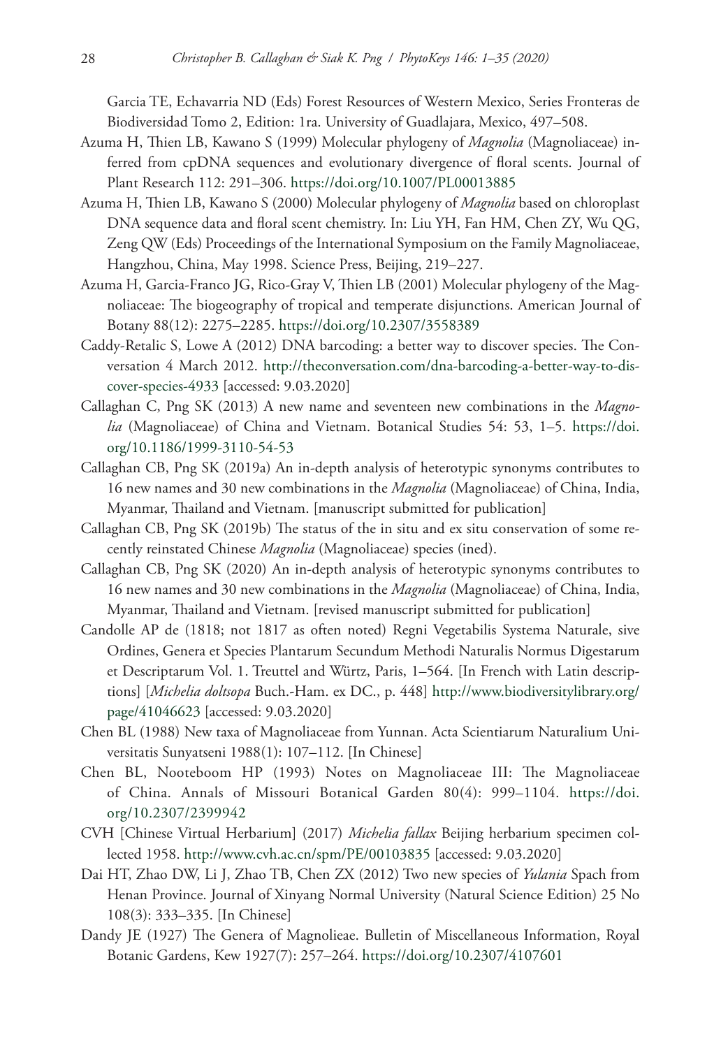Garcia TE, Echavarria ND (Eds) Forest Resources of Western Mexico, Series Fronteras de Biodiversidad Tomo 2, Edition: 1ra. University of Guadlajara, Mexico, 497–508.

Azuma H, Thien LB, Kawano S (1999) Molecular phylogeny of *Magnolia* (Magnoliaceae) inferred from cpDNA sequences and evolutionary divergence of floral scents. Journal of Plant Research 112: 291–306. https://doi.org/10.1007/PL00013885

Azuma H, Thien LB, Kawano S (2000) Molecular phylogeny of *Magnolia* based on chloroplast DNA sequence data and floral scent chemistry. In: Liu YH, Fan HM, Chen ZY, Wu QG, Zeng QW (Eds) Proceedings of the International Symposium on the Family Magnoliaceae, Hangzhou, China, May 1998. Science Press, Beijing, 219–227.

Azuma H, Garcia-Franco JG, Rico-Gray V, Thien LB (2001) Molecular phylogeny of the Magnoliaceae: The biogeography of tropical and temperate disjunctions. American Journal of Botany 88(12): 2275–2285. https://doi.org/10.2307/3558389

Caddy-Retalic S, Lowe A (2012) DNA barcoding: a better way to discover species. The Conversation 4 March 2012. http://theconversation.com/dna-barcoding-a-better-way-to-discover-species-4933 [accessed: 9.03.2020]

Callaghan C, Png SK (2013) A new name and seventeen new combinations in the *Magnolia* (Magnoliaceae) of China and Vietnam. Botanical Studies 54: 53, 1–5. https://doi.org/10.1186/1999-3110-54-53

Callaghan CB, Png SK (2019a) An in-depth analysis of heterotypic synonyms contributes to 16 new names and 30 new combinations in the *Magnolia* (Magnoliaceae) of China, India, Myanmar, Thailand and Vietnam. [manuscript submitted for publication]

Callaghan CB, Png SK (2019b) The status of the in situ and ex situ conservation of some recently reinstated Chinese *Magnolia* (Magnoliaceae) species (ined).

Callaghan CB, Png SK (2020) An in-depth analysis of heterotypic synonyms contributes to 16 new names and 30 new combinations in the *Magnolia* (Magnoliaceae) of China, India, Myanmar, Thailand and Vietnam. [revised manuscript submitted for publication]

Candolle AP de (1818; not 1817 as often noted) Regni Vegetabilis Systema Naturale, sive Ordines, Genera et Species Plantarum Secundum Methodi Naturalis Normus Digestarum et Descriptarum Vol. 1. Treuttel and Würtz, Paris, 1–564. [In French with Latin descriptions] [*Michelia doltsopa* Buch.-Ham. ex DC., p. 448] http://www.biodiversitylibrary.org/page/41046623 [accessed: 9.03.2020]

Chen BL (1988) New taxa of Magnoliaceae from Yunnan. Acta Scientiarum Naturalium Universitatis Sunyatseni 1988(1): 107–112. [In Chinese]

Chen BL, Nooteboom HP (1993) Notes on Magnoliaceae III: The Magnoliaceae of China. Annals of Missouri Botanical Garden 80(4): 999–1104. https://doi.org/10.2307/2399942

CVH [Chinese Virtual Herbarium] (2017) *Michelia fallax* Beijing herbarium specimen collected 1958. http://www.cvh.ac.cn/spm/PE/00103835 [accessed: 9.03.2020]

Dai HT, Zhao DW, Li J, Zhao TB, Chen ZX (2012) Two new species of *Yulania* Spach from Henan Province. Journal of Xinyang Normal University (Natural Science Edition) 25 No 108(3): 333–335. [In Chinese]

Dandy JE (1927) The Genera of Magnolieae. Bulletin of Miscellaneous Information, Royal Botanic Gardens, Kew 1927(7): 257–264. https://doi.org/10.2307/4107601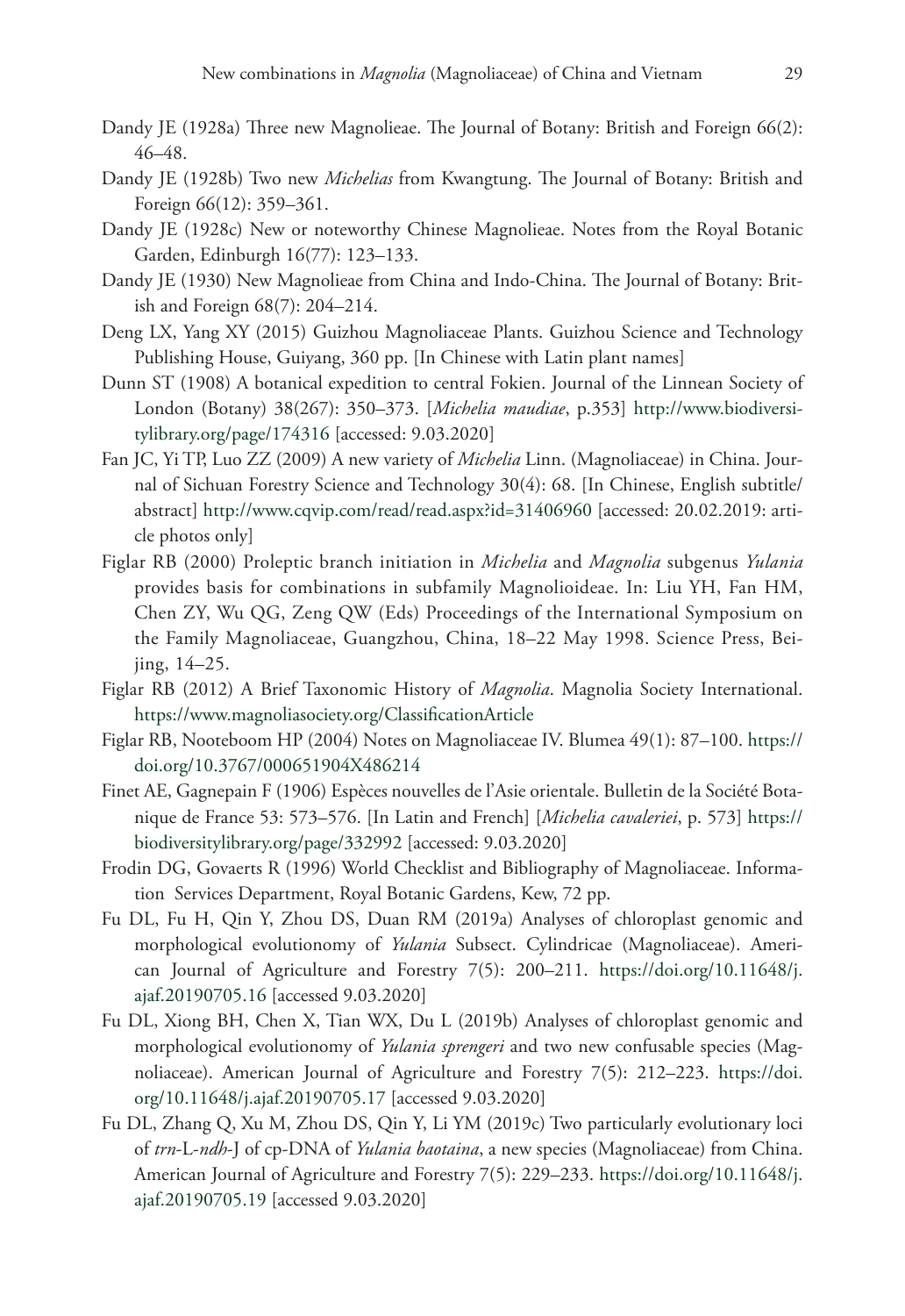Dandy JE (1928a) Three new Magnolieae. The Journal of Botany: British and Foreign 66(2): 46–48.

Dandy JE (1928b) Two new *Michelias* from Kwangtung. The Journal of Botany: British and Foreign 66(12): 359–361.

Dandy JE (1928c) New or noteworthy Chinese Magnolieae. Notes from the Royal Botanic Garden, Edinburgh 16(77): 123–133.

Dandy JE (1930) New Magnolieae from China and Indo-China. The Journal of Botany: British and Foreign 68(7): 204–214.

Deng LX, Yang XY (2015) Guizhou Magnoliaceae Plants. Guizhou Science and Technology Publishing House, Guiyang, 360 pp. [In Chinese with Latin plant names]

Dunn ST (1908) A botanical expedition to central Fokien. Journal of the Linnean Society of London (Botany) 38(267): 350–373. [*Michelia maudiae*, p.353] http://www.biodiversitylibrary.org/page/174316 [accessed: 9.03.2020]

Fan JC, Yi TP, Luo ZZ (2009) A new variety of *Michelia* Linn. (Magnoliaceae) in China. Journal of Sichuan Forestry Science and Technology 30(4): 68. [In Chinese, English subtitle/abstract] http://www.cqvip.com/read/read.aspx?id=31406960 [accessed: 20.02.2019: article photos only]

Figlar RB (2000) Proleptic branch initiation in *Michelia* and *Magnolia* subgenus *Yulania* provides basis for combinations in subfamily Magnolioideae. In: Liu YH, Fan HM, Chen ZY, Wu QG, Zeng QW (Eds) Proceedings of the International Symposium on the Family Magnoliaceae, Guangzhou, China, 18–22 May 1998. Science Press, Beijing, 14–25.

Figlar RB (2012) A Brief Taxonomic History of *Magnolia*. Magnolia Society International. https://www.magnoliasociety.org/ClassificationArticle

Figlar RB, Nooteboom HP (2004) Notes on Magnoliaceae IV. Blumea 49(1): 87–100. https://doi.org/10.3767/000651904X486214

Finet AE, Gagnepain F (1906) Espèces nouvelles de l'Asie orientale. Bulletin de la Société Botanique de France 53: 573–576. [In Latin and French] [*Michelia cavaleriei*, p. 573] https://biodiversitylibrary.org/page/332992 [accessed: 9.03.2020]

Frodin DG, Govaerts R (1996) World Checklist and Bibliography of Magnoliaceae. Information Services Department, Royal Botanic Gardens, Kew, 72 pp.

Fu DL, Fu H, Qin Y, Zhou DS, Duan RM (2019a) Analyses of chloroplast genomic and morphological evolutionomy of *Yulania* Subsect. Cylindricae (Magnoliaceae). American Journal of Agriculture and Forestry 7(5): 200–211. https://doi.org/10.11648/j.ajaf.20190705.16 [accessed 9.03.2020]

Fu DL, Xiong BH, Chen X, Tian WX, Du L (2019b) Analyses of chloroplast genomic and morphological evolutionomy of *Yulania sprengeri* and two new confusable species (Magnoliaceae). American Journal of Agriculture and Forestry 7(5): 212–223. https://doi.org/10.11648/j.ajaf.20190705.17 [accessed 9.03.2020]

Fu DL, Zhang Q, Xu M, Zhou DS, Qin Y, Li YM (2019c) Two particularly evolutionary loci of *trn*-L-*ndh*-J of cp-DNA of *Yulania baotaina*, a new species (Magnoliaceae) from China. American Journal of Agriculture and Forestry 7(5): 229–233. https://doi.org/10.11648/j.ajaf.20190705.19 [accessed 9.03.2020]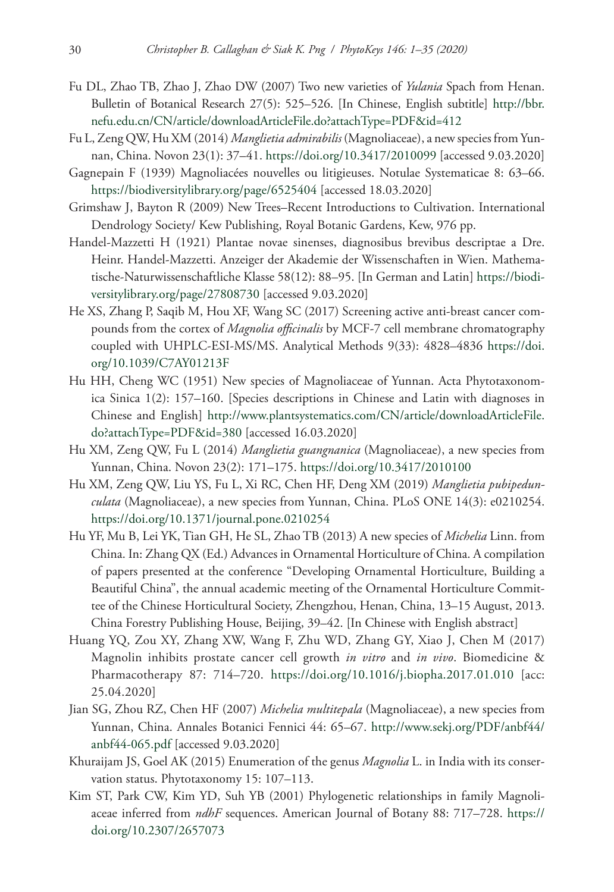Fu DL, Zhao TB, Zhao J, Zhao DW (2007) Two new varieties of *Yulania* Spach from Henan. Bulletin of Botanical Research 27(5): 525–526. [In Chinese, English subtitle] http://bbr.nefu.edu.cn/CN/article/downloadArticleFile.do?attachType=PDF&id=412

Fu L, Zeng QW, Hu XM (2014) *Manglietia admirabilis* (Magnoliaceae), a new species from Yunnan, China. Novon 23(1): 37–41. https://doi.org/10.3417/2010099 [accessed 9.03.2020]

Gagnepain F (1939) Magnoliacées nouvelles ou litigieuses. Notulae Systematicae 8: 63–66. https://biodiversitylibrary.org/page/6525404 [accessed 18.03.2020]

Grimshaw J, Bayton R (2009) New Trees–Recent Introductions to Cultivation. International Dendrology Society/ Kew Publishing, Royal Botanic Gardens, Kew, 976 pp.

Handel-Mazzetti H (1921) Plantae novae sinenses, diagnosibus brevibus descriptae a Dre. Heinr. Handel-Mazzetti. Anzeiger der Akademie der Wissenschaften in Wien. Mathematische-Naturwissenschaftliche Klasse 58(12): 88–95. [In German and Latin] https://biodiversitylibrary.org/page/27808730 [accessed 9.03.2020]

He XS, Zhang P, Saqib M, Hou XF, Wang SC (2017) Screening active anti-breast cancer compounds from the cortex of *Magnolia officinalis* by MCF-7 cell membrane chromatography coupled with UHPLC-ESI-MS/MS. Analytical Methods 9(33): 4828–4836 https://doi.org/10.1039/C7AY01213F

Hu HH, Cheng WC (1951) New species of Magnoliaceae of Yunnan. Acta Phytotaxonomica Sinica 1(2): 157–160. [Species descriptions in Chinese and Latin with diagnoses in Chinese and English] http://www.plantsystematics.com/CN/article/downloadArticleFile.do?attachType=PDF&id=380 [accessed 16.03.2020]

Hu XM, Zeng QW, Fu L (2014) *Manglietia guangnanica* (Magnoliaceae), a new species from Yunnan, China. Novon 23(2): 171–175. https://doi.org/10.3417/2010100

Hu XM, Zeng QW, Liu YS, Fu L, Xi RC, Chen HF, Deng XM (2019) *Manglietia pubipedunculata* (Magnoliaceae), a new species from Yunnan, China. PLoS ONE 14(3): e0210254. https://doi.org/10.1371/journal.pone.0210254

Hu YF, Mu B, Lei YK, Tian GH, He SL, Zhao TB (2013) A new species of *Michelia* Linn. from China. In: Zhang QX (Ed.) Advances in Ornamental Horticulture of China. A compilation of papers presented at the conference "Developing Ornamental Horticulture, Building a Beautiful China", the annual academic meeting of the Ornamental Horticulture Committee of the Chinese Horticultural Society, Zhengzhou, Henan, China, 13–15 August, 2013. China Forestry Publishing House, Beijing, 39–42. [In Chinese with English abstract]

Huang YQ, Zou XY, Zhang XW, Wang F, Zhu WD, Zhang GY, Xiao J, Chen M (2017) Magnolin inhibits prostate cancer cell growth *in vitro* and *in vivo*. Biomedicine & Pharmacotherapy 87: 714–720. https://doi.org/10.1016/j.biopha.2017.01.010 [acc: 25.04.2020]

Jian SG, Zhou RZ, Chen HF (2007) *Michelia multitepala* (Magnoliaceae), a new species from Yunnan, China. Annales Botanici Fennici 44: 65–67. http://www.sekj.org/PDF/anbf44/anbf44-065.pdf [accessed 9.03.2020]

Khuraijam JS, Goel AK (2015) Enumeration of the genus *Magnolia* L. in India with its conservation status. Phytotaxonomy 15: 107–113.

Kim ST, Park CW, Kim YD, Suh YB (2001) Phylogenetic relationships in family Magnoliaceae inferred from *ndhF* sequences. American Journal of Botany 88: 717–728. https://doi.org/10.2307/2657073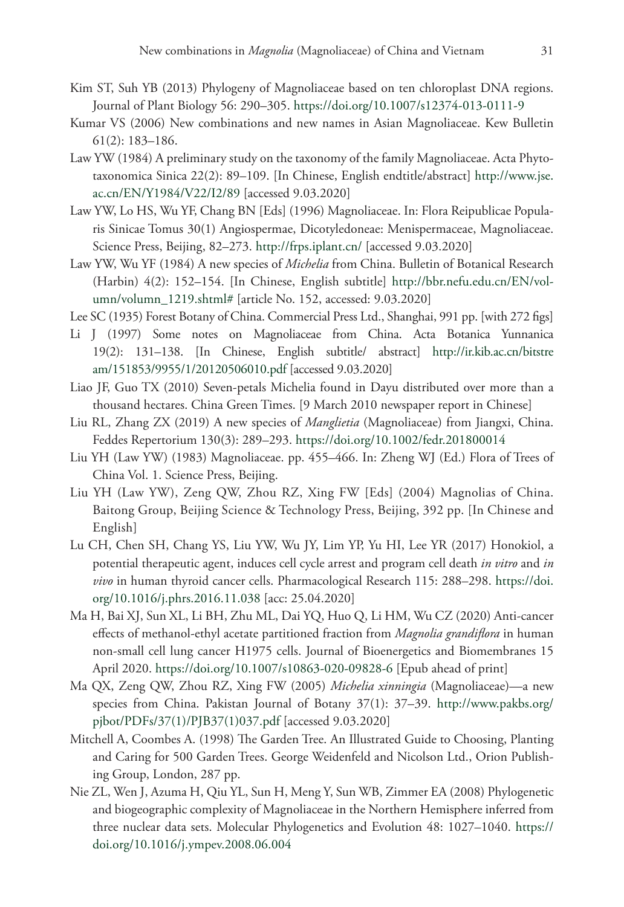Kim ST, Suh YB (2013) Phylogeny of Magnoliaceae based on ten chloroplast DNA regions. Journal of Plant Biology 56: 290–305. https://doi.org/10.1007/s12374-013-0111-9

Kumar VS (2006) New combinations and new names in Asian Magnoliaceae. Kew Bulletin 61(2): 183–186.

Law YW (1984) A preliminary study on the taxonomy of the family Magnoliaceae. Acta Phytotaxonomica Sinica 22(2): 89–109. [In Chinese, English endtitle/abstract] http://www.jse.ac.cn/EN/Y1984/V22/I2/89 [accessed 9.03.2020]

Law YW, Lo HS, Wu YF, Chang BN [Eds] (1996) Magnoliaceae. In: Flora Reipublicae Popularis Sinicae Tomus 30(1) Angiospermae, Dicotyledoneae: Menispermaceae, Magnoliaceae. Science Press, Beijing, 82–273. http://frps.iplant.cn/ [accessed 9.03.2020]

Law YW, Wu YF (1984) A new species of *Michelia* from China. Bulletin of Botanical Research (Harbin) 4(2): 152–154. [In Chinese, English subtitle] http://bbr.nefu.edu.cn/EN/volumn/volumn_1219.shtml# [article No. 152, accessed: 9.03.2020]

Lee SC (1935) Forest Botany of China. Commercial Press Ltd., Shanghai, 991 pp. [with 272 figs]

Li J (1997) Some notes on Magnoliaceae from China. Acta Botanica Yunnanica 19(2): 131–138. [In Chinese, English subtitle/ abstract] http://ir.kib.ac.cn/bitstream/151853/9955/1/20120506010.pdf [accessed 9.03.2020]

Liao JF, Guo TX (2010) Seven-petals Michelia found in Dayu distributed over more than a thousand hectares. China Green Times. [9 March 2010 newspaper report in Chinese]

Liu RL, Zhang ZX (2019) A new species of *Manglietia* (Magnoliaceae) from Jiangxi, China. Feddes Repertorium 130(3): 289–293. https://doi.org/10.1002/fedr.201800014

Liu YH (Law YW) (1983) Magnoliaceae. pp. 455–466. In: Zheng WJ (Ed.) Flora of Trees of China Vol. 1. Science Press, Beijing.

Liu YH (Law YW), Zeng QW, Zhou RZ, Xing FW [Eds] (2004) Magnolias of China. Baitong Group, Beijing Science & Technology Press, Beijing, 392 pp. [In Chinese and English]

Lu CH, Chen SH, Chang YS, Liu YW, Wu JY, Lim YP, Yu HI, Lee YR (2017) Honokiol, a potential therapeutic agent, induces cell cycle arrest and program cell death *in vitro* and *in vivo* in human thyroid cancer cells. Pharmacological Research 115: 288–298. https://doi.org/10.1016/j.phrs.2016.11.038 [acc: 25.04.2020]

Ma H, Bai XJ, Sun XL, Li BH, Zhu ML, Dai YQ, Huo Q, Li HM, Wu CZ (2020) Anti-cancer effects of methanol-ethyl acetate partitioned fraction from *Magnolia grandiflora* in human non-small cell lung cancer H1975 cells. Journal of Bioenergetics and Biomembranes 15 April 2020. https://doi.org/10.1007/s10863-020-09828-6 [Epub ahead of print]

Ma QX, Zeng QW, Zhou RZ, Xing FW (2005) *Michelia xinningia* (Magnoliaceae)—a new species from China. Pakistan Journal of Botany 37(1): 37–39. http://www.pakbs.org/pjbot/PDFs/37(1)/PJB37(1)037.pdf [accessed 9.03.2020]

Mitchell A, Coombes A. (1998) The Garden Tree. An Illustrated Guide to Choosing, Planting and Caring for 500 Garden Trees. George Weidenfeld and Nicolson Ltd., Orion Publishing Group, London, 287 pp.

Nie ZL, Wen J, Azuma H, Qiu YL, Sun H, Meng Y, Sun WB, Zimmer EA (2008) Phylogenetic and biogeographic complexity of Magnoliaceae in the Northern Hemisphere inferred from three nuclear data sets. Molecular Phylogenetics and Evolution 48: 1027–1040. https://doi.org/10.1016/j.ympev.2008.06.004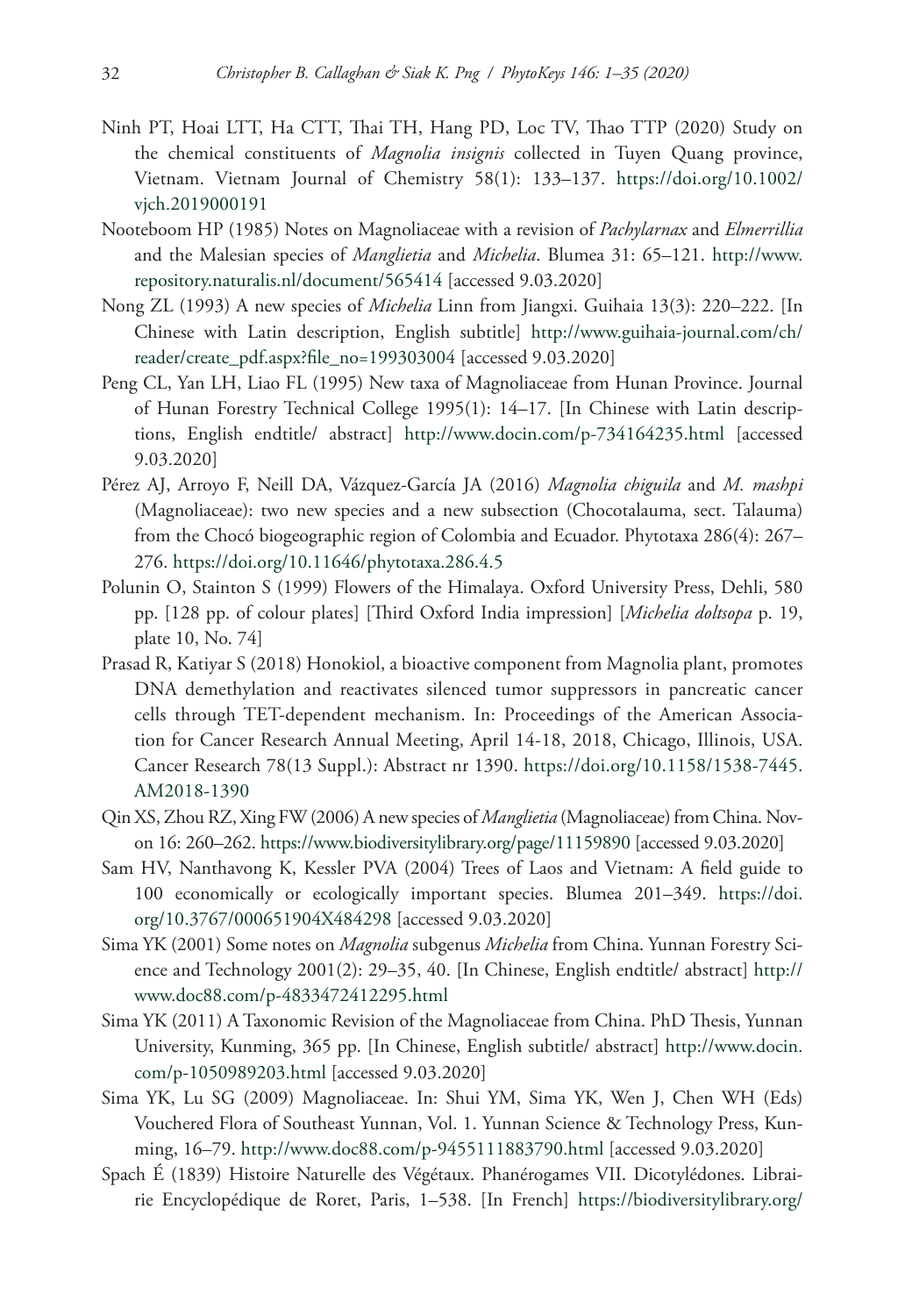Ninh PT, Hoai LTT, Ha CTT, Thai TH, Hang PD, Loc TV, Thao TTP (2020) Study on the chemical constituents of *Magnolia insignis* collected in Tuyen Quang province, Vietnam. Vietnam Journal of Chemistry 58(1): 133–137. https://doi.org/10.1002/vjch.2019000191

Nooteboom HP (1985) Notes on Magnoliaceae with a revision of *Pachylarnax* and *Elmerrillia* and the Malesian species of *Manglietia* and *Michelia*. Blumea 31: 65–121. http://www.repository.naturalis.nl/document/565414 [accessed 9.03.2020]

Nong ZL (1993) A new species of *Michelia* Linn from Jiangxi. Guihaia 13(3): 220–222. [In Chinese with Latin description, English subtitle] http://www.guihaia-journal.com/ch/reader/create_pdf.aspx?file_no=199303004 [accessed 9.03.2020]

Peng CL, Yan LH, Liao FL (1995) New taxa of Magnoliaceae from Hunan Province. Journal of Hunan Forestry Technical College 1995(1): 14–17. [In Chinese with Latin descriptions, English endtitle/ abstract] http://www.docin.com/p-734164235.html [accessed 9.03.2020]

Pérez AJ, Arroyo F, Neill DA, Vázquez-García JA (2016) *Magnolia chiguila* and *M. mashpi* (Magnoliaceae): two new species and a new subsection (Chocotalauma, sect. Talauma) from the Chocó biogeographic region of Colombia and Ecuador. Phytotaxa 286(4): 267–276. https://doi.org/10.11646/phytotaxa.286.4.5

Polunin O, Stainton S (1999) Flowers of the Himalaya. Oxford University Press, Dehli, 580 pp. [128 pp. of colour plates] [Third Oxford India impression] [*Michelia doltsopa* p. 19, plate 10, No. 74]

Prasad R, Katiyar S (2018) Honokiol, a bioactive component from Magnolia plant, promotes DNA demethylation and reactivates silenced tumor suppressors in pancreatic cancer cells through TET-dependent mechanism. In: Proceedings of the American Association for Cancer Research Annual Meeting, April 14-18, 2018, Chicago, Illinois, USA. Cancer Research 78(13 Suppl.): Abstract nr 1390. https://doi.org/10.1158/1538-7445.AM2018-1390

Qin XS, Zhou RZ, Xing FW (2006) A new species of *Manglietia* (Magnoliaceae) from China. Novon 16: 260–262. https://www.biodiversitylibrary.org/page/11159890 [accessed 9.03.2020]

Sam HV, Nanthavong K, Kessler PVA (2004) Trees of Laos and Vietnam: A field guide to 100 economically or ecologically important species. Blumea 201–349. https://doi.org/10.3767/000651904X484298 [accessed 9.03.2020]

Sima YK (2001) Some notes on *Magnolia* subgenus *Michelia* from China. Yunnan Forestry Science and Technology 2001(2): 29–35, 40. [In Chinese, English endtitle/ abstract] http://www.doc88.com/p-4833472412295.html

Sima YK (2011) A Taxonomic Revision of the Magnoliaceae from China. PhD Thesis, Yunnan University, Kunming, 365 pp. [In Chinese, English subtitle/ abstract] http://www.docin.com/p-1050989203.html [accessed 9.03.2020]

Sima YK, Lu SG (2009) Magnoliaceae. In: Shui YM, Sima YK, Wen J, Chen WH (Eds) Vouchered Flora of Southeast Yunnan, Vol. 1. Yunnan Science & Technology Press, Kunming, 16–79. http://www.doc88.com/p-9455111883790.html [accessed 9.03.2020]

Spach É (1839) Histoire Naturelle des Végétaux. Phanérogames VII. Dicotylédones. Librairie Encyclopédique de Roret, Paris, 1–538. [In French] https://biodiversitylibrary.org/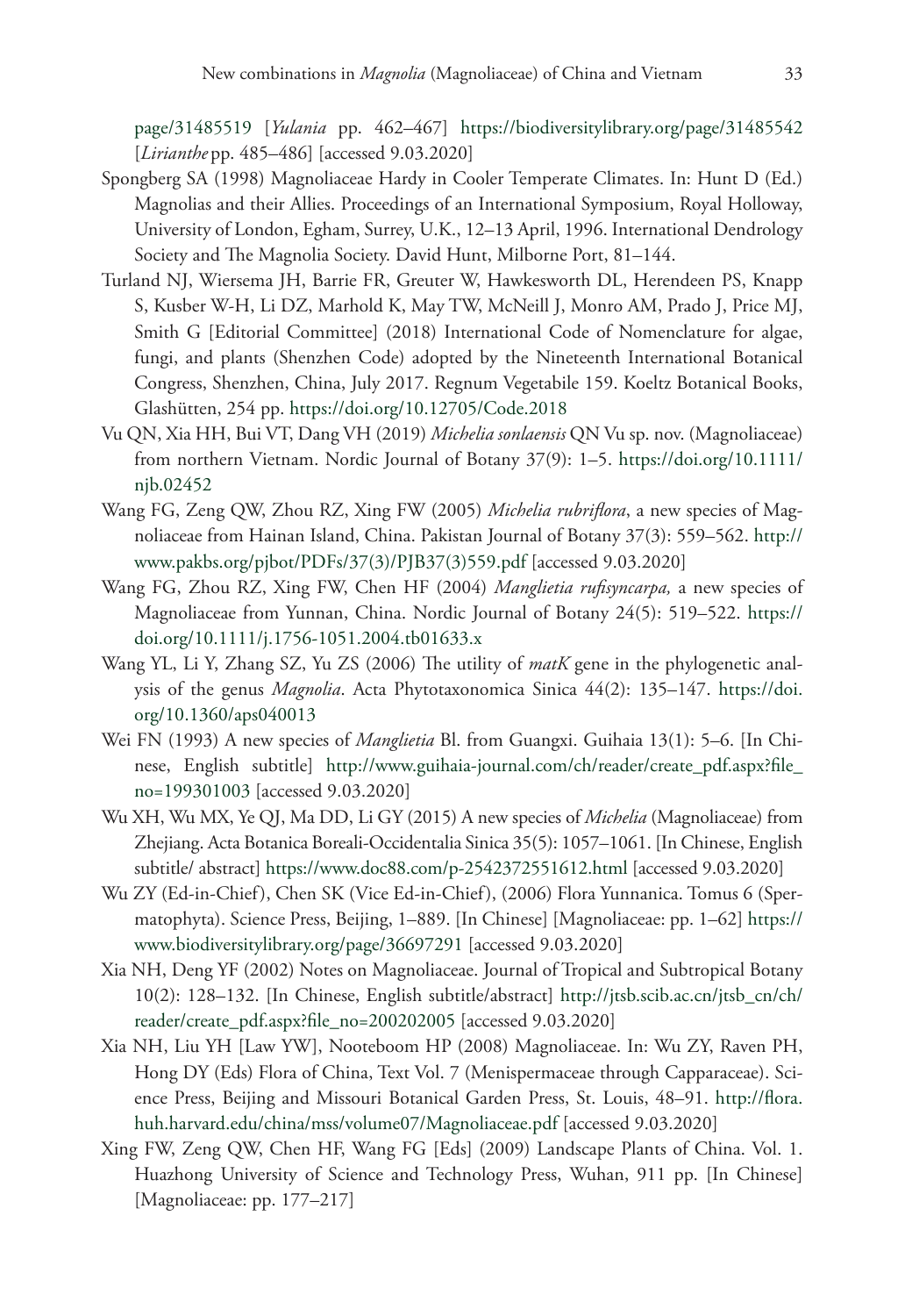page/31485519 [*Yulania* pp. 462–467] https://biodiversitylibrary.org/page/31485542 [*Lirianthe* pp. 485–486] [accessed 9.03.2020]

Spongberg SA (1998) Magnoliaceae Hardy in Cooler Temperate Climates. In: Hunt D (Ed.) Magnolias and their Allies. Proceedings of an International Symposium, Royal Holloway, University of London, Egham, Surrey, U.K., 12–13 April, 1996. International Dendrology Society and The Magnolia Society. David Hunt, Milborne Port, 81–144.

Turland NJ, Wiersema JH, Barrie FR, Greuter W, Hawkesworth DL, Herendeen PS, Knapp S, Kusber W-H, Li DZ, Marhold K, May TW, McNeill J, Monro AM, Prado J, Price MJ, Smith G [Editorial Committee] (2018) International Code of Nomenclature for algae, fungi, and plants (Shenzhen Code) adopted by the Nineteenth International Botanical Congress, Shenzhen, China, July 2017. Regnum Vegetabile 159. Koeltz Botanical Books, Glashütten, 254 pp. https://doi.org/10.12705/Code.2018

Vu QN, Xia HH, Bui VT, Dang VH (2019) *Michelia sonlaensis* QN Vu sp. nov. (Magnoliaceae) from northern Vietnam. Nordic Journal of Botany 37(9): 1–5. https://doi.org/10.1111/njb.02452

Wang FG, Zeng QW, Zhou RZ, Xing FW (2005) *Michelia rubriflora*, a new species of Magnoliaceae from Hainan Island, China. Pakistan Journal of Botany 37(3): 559–562. http://www.pakbs.org/pjbot/PDFs/37(3)/PJB37(3)559.pdf [accessed 9.03.2020]

Wang FG, Zhou RZ, Xing FW, Chen HF (2004) *Manglietia rufisyncarpa,* a new species of Magnoliaceae from Yunnan, China. Nordic Journal of Botany 24(5): 519–522. https://doi.org/10.1111/j.1756-1051.2004.tb01633.x

Wang YL, Li Y, Zhang SZ, Yu ZS (2006) The utility of *matK* gene in the phylogenetic analysis of the genus *Magnolia*. Acta Phytotaxonomica Sinica 44(2): 135–147. https://doi.org/10.1360/aps040013

Wei FN (1993) A new species of *Manglietia* Bl. from Guangxi. Guihaia 13(1): 5–6. [In Chinese, English subtitle] http://www.guihaia-journal.com/ch/reader/create_pdf.aspx?file_no=199301003 [accessed 9.03.2020]

Wu XH, Wu MX, Ye QJ, Ma DD, Li GY (2015) A new species of *Michelia* (Magnoliaceae) from Zhejiang. Acta Botanica Boreali-Occidentalia Sinica 35(5): 1057–1061. [In Chinese, English subtitle/ abstract] https://www.doc88.com/p-2542372551612.html [accessed 9.03.2020]

Wu ZY (Ed-in-Chief), Chen SK (Vice Ed-in-Chief), (2006) Flora Yunnanica. Tomus 6 (Spermatophyta). Science Press, Beijing, 1–889. [In Chinese] [Magnoliaceae: pp. 1–62] https://www.biodiversitylibrary.org/page/36697291 [accessed 9.03.2020]

Xia NH, Deng YF (2002) Notes on Magnoliaceae. Journal of Tropical and Subtropical Botany 10(2): 128–132. [In Chinese, English subtitle/abstract] http://jtsb.scib.ac.cn/jtsb_cn/ch/reader/create_pdf.aspx?file_no=200202005 [accessed 9.03.2020]

Xia NH, Liu YH [Law YW], Nooteboom HP (2008) Magnoliaceae. In: Wu ZY, Raven PH, Hong DY (Eds) Flora of China, Text Vol. 7 (Menispermaceae through Capparaceae). Science Press, Beijing and Missouri Botanical Garden Press, St. Louis, 48–91. http://flora.huh.harvard.edu/china/mss/volume07/Magnoliaceae.pdf [accessed 9.03.2020]

Xing FW, Zeng QW, Chen HF, Wang FG [Eds] (2009) Landscape Plants of China. Vol. 1. Huazhong University of Science and Technology Press, Wuhan, 911 pp. [In Chinese] [Magnoliaceae: pp. 177–217]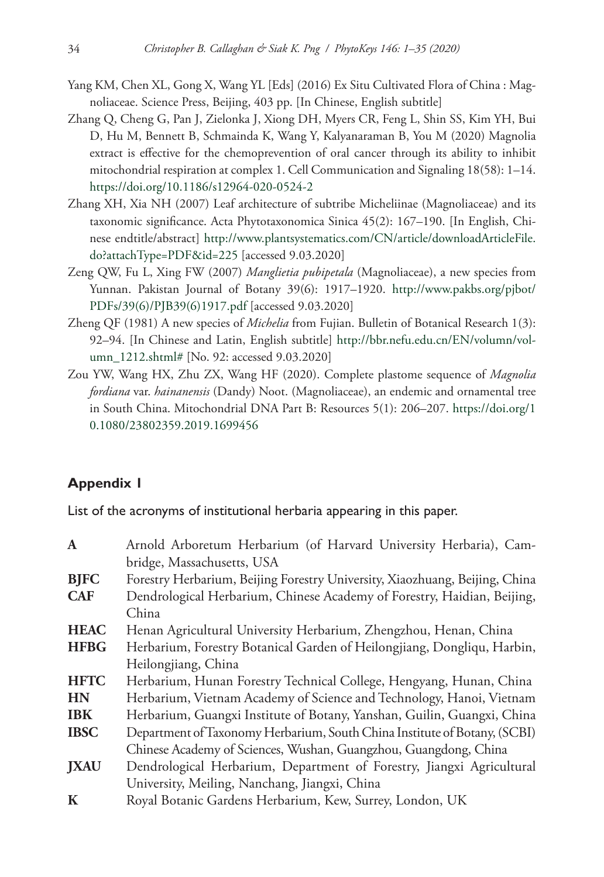Yang KM, Chen XL, Gong X, Wang YL [Eds] (2016) Ex Situ Cultivated Flora of China : Magnoliaceae. Science Press, Beijing, 403 pp. [In Chinese, English subtitle]

Zhang Q, Cheng G, Pan J, Zielonka J, Xiong DH, Myers CR, Feng L, Shin SS, Kim YH, Bui D, Hu M, Bennett B, Schmainda K, Wang Y, Kalyanaraman B, You M (2020) Magnolia extract is effective for the chemoprevention of oral cancer through its ability to inhibit mitochondrial respiration at complex 1. Cell Communication and Signaling 18(58): 1–14. https://doi.org/10.1186/s12964-020-0524-2

Zhang XH, Xia NH (2007) Leaf architecture of subtribe Micheliinae (Magnoliaceae) and its taxonomic significance. Acta Phytotaxonomica Sinica 45(2): 167–190. [In English, Chinese endtitle/abstract] http://www.plantsystematics.com/CN/article/downloadArticleFile.do?attachType=PDF&id=225 [accessed 9.03.2020]

Zeng QW, Fu L, Xing FW (2007) *Manglietia pubipetala* (Magnoliaceae), a new species from Yunnan. Pakistan Journal of Botany 39(6): 1917–1920. http://www.pakbs.org/pjbot/PDFs/39(6)/PJB39(6)1917.pdf [accessed 9.03.2020]

Zheng QF (1981) A new species of *Michelia* from Fujian. Bulletin of Botanical Research 1(3): 92–94. [In Chinese and Latin, English subtitle] http://bbr.nefu.edu.cn/EN/volumn/volumn_1212.shtml# [No. 92: accessed 9.03.2020]

Zou YW, Wang HX, Zhu ZX, Wang HF (2020). Complete plastome sequence of *Magnolia fordiana* var. *hainanensis* (Dandy) Noot. (Magnoliaceae), an endemic and ornamental tree in South China. Mitochondrial DNA Part B: Resources 5(1): 206–207. https://doi.org/10.1080/23802359.2019.1699456

## Appendix 1

List of the acronyms of institutional herbaria appearing in this paper.

| | |
|---|---|
| **A** | Arnold Arboretum Herbarium (of Harvard University Herbaria), Cambridge, Massachusetts, USA |
| **BJFC** | Forestry Herbarium, Beijing Forestry University, Xiaozhuang, Beijing, China |
| **CAF** | Dendrological Herbarium, Chinese Academy of Forestry, Haidian, Beijing, China |
| **HEAC** | Henan Agricultural University Herbarium, Zhengzhou, Henan, China |
| **HFBG** | Herbarium, Forestry Botanical Garden of Heilongjiang, Dongliqu, Harbin, Heilongjiang, China |
| **HFTC** | Herbarium, Hunan Forestry Technical College, Hengyang, Hunan, China |
| **HN** | Herbarium, Vietnam Academy of Science and Technology, Hanoi, Vietnam |
| **IBK** | Herbarium, Guangxi Institute of Botany, Yanshan, Guilin, Guangxi, China |
| **IBSC** | Department of Taxonomy Herbarium, South China Institute of Botany, (SCBI) Chinese Academy of Sciences, Wushan, Guangzhou, Guangdong, China |
| **JXAU** | Dendrological Herbarium, Department of Forestry, Jiangxi Agricultural University, Meiling, Nanchang, Jiangxi, China |
| **K** | Royal Botanic Gardens Herbarium, Kew, Surrey, London, UK |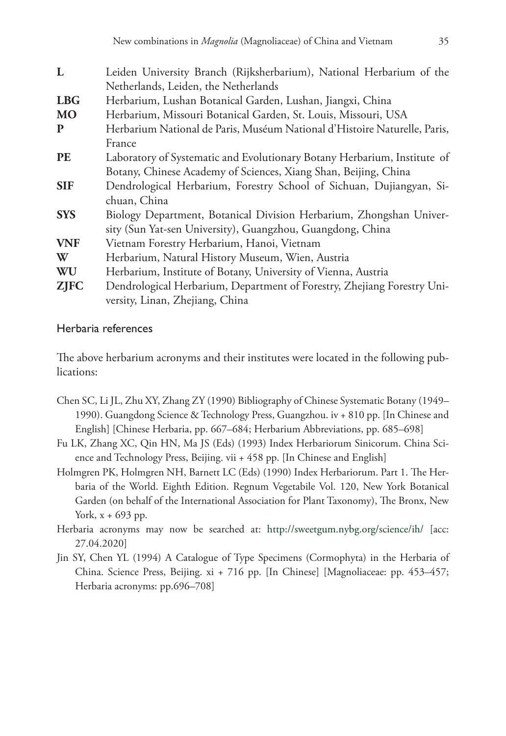| | |
|---|---|
| **L** | Leiden University Branch (Rijksherbarium), National Herbarium of the Netherlands, Leiden, the Netherlands |
| **LBG** | Herbarium, Lushan Botanical Garden, Lushan, Jiangxi, China |
| **MO** | Herbarium, Missouri Botanical Garden, St. Louis, Missouri, USA |
| **P** | Herbarium National de Paris, Muséum National d'Histoire Naturelle, Paris, France |
| **PE** | Laboratory of Systematic and Evolutionary Botany Herbarium, Institute of Botany, Chinese Academy of Sciences, Xiang Shan, Beijing, China |
| **SIF** | Dendrological Herbarium, Forestry School of Sichuan, Dujiangyan, Sichuan, China |
| **SYS** | Biology Department, Botanical Division Herbarium, Zhongshan University (Sun Yat-sen University), Guangzhou, Guangdong, China |
| **VNF** | Vietnam Forestry Herbarium, Hanoi, Vietnam |
| **W** | Herbarium, Natural History Museum, Wien, Austria |
| **WU** | Herbarium, Institute of Botany, University of Vienna, Austria |
| **ZJFC** | Dendrological Herbarium, Department of Forestry, Zhejiang Forestry University, Linan, Zhejiang, China |

## Herbaria references

The above herbarium acronyms and their institutes were located in the following publications:

Chen SC, Li JL, Zhu XY, Zhang ZY (1990) Bibliography of Chinese Systematic Botany (1949–1990). Guangdong Science & Technology Press, Guangzhou. iv + 810 pp. [In Chinese and English] [Chinese Herbaria, pp. 667–684; Herbarium Abbreviations, pp. 685–698]

Fu LK, Zhang XC, Qin HN, Ma JS (Eds) (1993) Index Herbariorum Sinicorum. China Science and Technology Press, Beijing. vii + 458 pp. [In Chinese and English]

Holmgren PK, Holmgren NH, Barnett LC (Eds) (1990) Index Herbariorum. Part 1. The Herbaria of the World. Eighth Edition. Regnum Vegetabile Vol. 120, New York Botanical Garden (on behalf of the International Association for Plant Taxonomy), The Bronx, New York, x + 693 pp.

Herbaria acronyms may now be searched at: http://sweetgum.nybg.org/science/ih/ [acc: 27.04.2020]

Jin SY, Chen YL (1994) A Catalogue of Type Specimens (Cormophyta) in the Herbaria of China. Science Press, Beijing. xi + 716 pp. [In Chinese] [Magnoliaceae: pp. 453–457; Herbaria acronyms: pp.696–708]